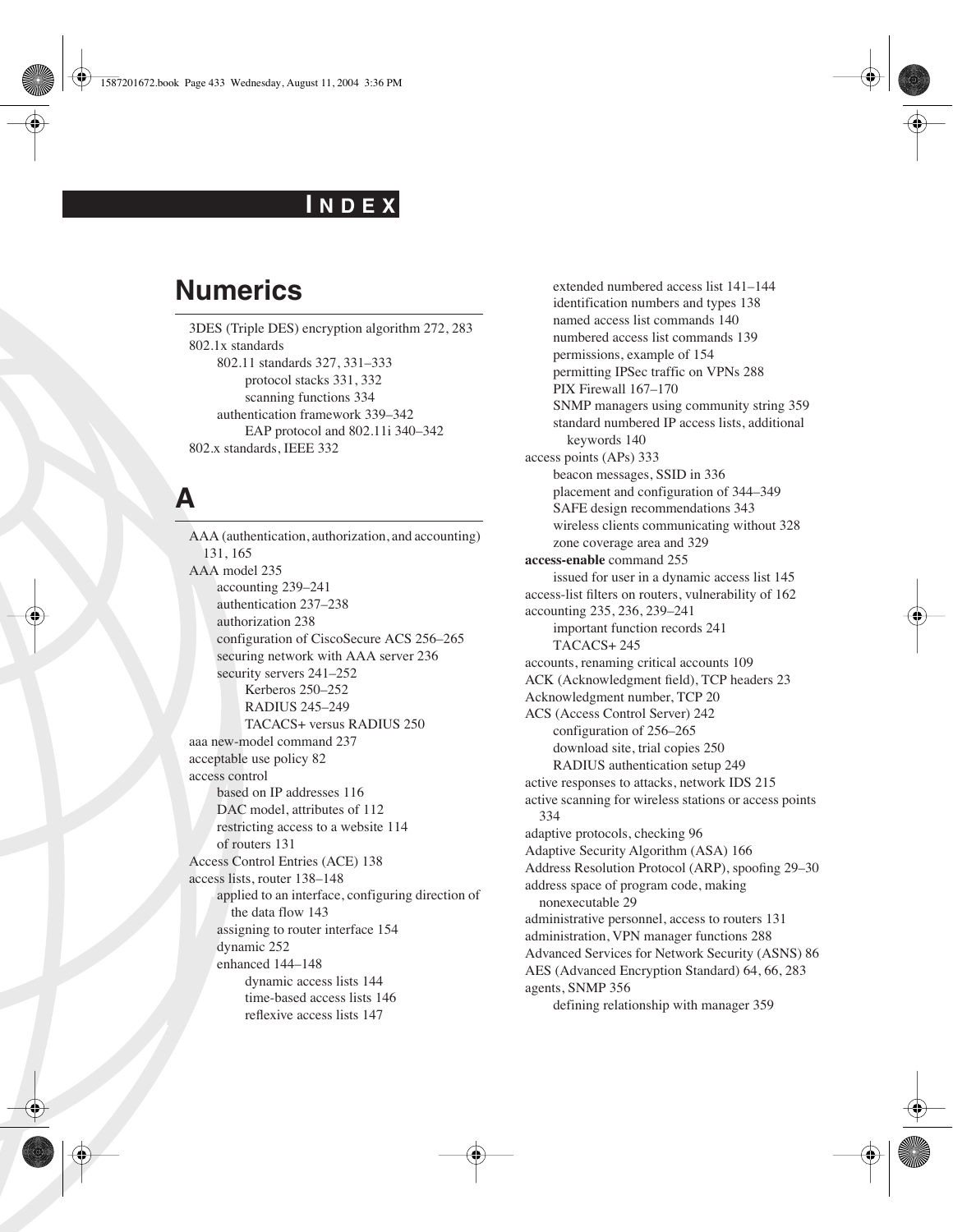# INDEX

## Numerics

3DES (Triple DES) encryption algorithm 272, 283
802.1x standards
    802.11 standards 327, 331–333
        protocol stacks 331, 332
        scanning functions 334
    authentication framework 339–342
        EAP protocol and 802.11i 340–342
802.x standards, IEEE 332

## A

AAA (authentication, authorization, and accounting) 131, 165
AAA model 235
    accounting 239–241
    authentication 237–238
    authorization 238
    configuration of CiscoSecure ACS 256–265
    securing network with AAA server 236
    security servers 241–252
        Kerberos 250–252
        RADIUS 245–249
        TACACS+ versus RADIUS 250
aaa new-model command 237
acceptable use policy 82
access control
    based on IP addresses 116
    DAC model, attributes of 112
    restricting access to a website 114
    of routers 131
Access Control Entries (ACE) 138
access lists, router 138–148
    applied to an interface, configuring direction of the data flow 143
    assigning to router interface 154
    dynamic 252
    enhanced 144–148
        dynamic access lists 144
        time-based access lists 146
        reflexive access lists 147
    extended numbered access list 141–144
    identification numbers and types 138
    named access list commands 140
    numbered access list commands 139
    permissions, example of 154
    permitting IPSec traffic on VPNs 288
    PIX Firewall 167–170
    SNMP managers using community string 359
    standard numbered IP access lists, additional keywords 140
access points (APs) 333
    beacon messages, SSID in 336
    placement and configuration of 344–349
    SAFE design recommendations 343
    wireless clients communicating without 328
    zone coverage area and 329
**access-enable** command 255
    issued for user in a dynamic access list 145
access-list filters on routers, vulnerability of 162
accounting 235, 236, 239–241
    important function records 241
    TACACS+ 245
accounts, renaming critical accounts 109
ACK (Acknowledgment field), TCP headers 23
Acknowledgment number, TCP 20
ACS (Access Control Server) 242
    configuration of 256–265
    download site, trial copies 250
    RADIUS authentication setup 249
active responses to attacks, network IDS 215
active scanning for wireless stations or access points 334
adaptive protocols, checking 96
Adaptive Security Algorithm (ASA) 166
Address Resolution Protocol (ARP), spoofing 29–30
address space of program code, making nonexecutable 29
administrative personnel, access to routers 131
administration, VPN manager functions 288
Advanced Services for Network Security (ASNS) 86
AES (Advanced Encryption Standard) 64, 66, 283
agents, SNMP 356
    defining relationship with manager 359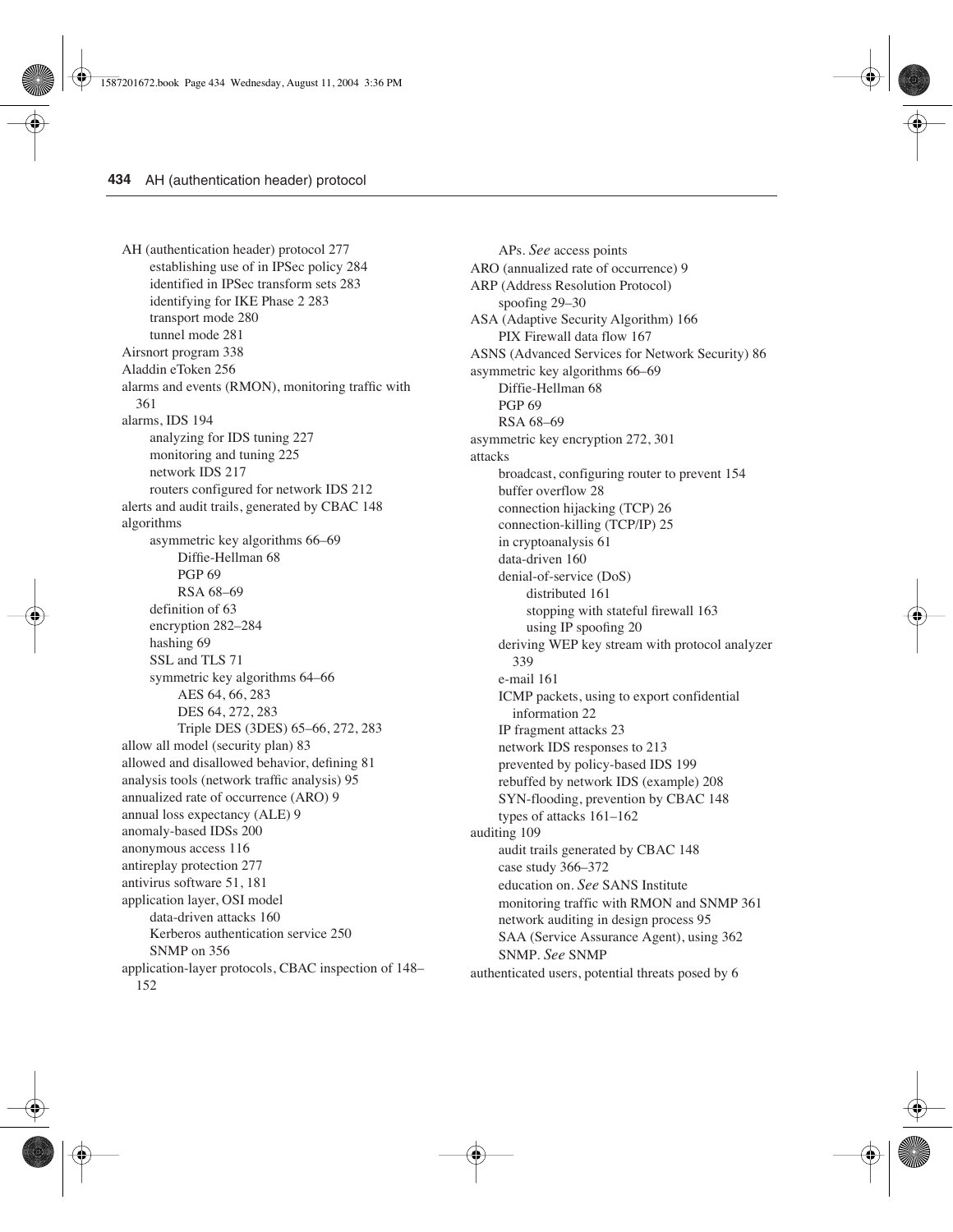- AH (authentication header) protocol 277
  - establishing use of in IPSec policy 284
  - identified in IPSec transform sets 283
  - identifying for IKE Phase 2 283
  - transport mode 280
  - tunnel mode 281
- Airsnort program 338
- Aladdin eToken 256
- alarms and events (RMON), monitoring traffic with 361
- alarms, IDS 194
  - analyzing for IDS tuning 227
  - monitoring and tuning 225
  - network IDS 217
  - routers configured for network IDS 212
- alerts and audit trails, generated by CBAC 148
- algorithms
  - asymmetric key algorithms 66–69
    - Diffie-Hellman 68
    - PGP 69
    - RSA 68–69
  - definition of 63
  - encryption 282–284
  - hashing 69
  - SSL and TLS 71
  - symmetric key algorithms 64–66
    - AES 64, 66, 283
    - DES 64, 272, 283
    - Triple DES (3DES) 65–66, 272, 283
- allow all model (security plan) 83
- allowed and disallowed behavior, defining 81
- analysis tools (network traffic analysis) 95
- annualized rate of occurrence (ARO) 9
- annual loss expectancy (ALE) 9
- anomaly-based IDSs 200
- anonymous access 116
- antireplay protection 277
- antivirus software 51, 181
- application layer, OSI model
  - data-driven attacks 160
  - Kerberos authentication service 250
  - SNMP on 356
- application-layer protocols, CBAC inspection of 148–152
- APs. *See* access points
- ARO (annualized rate of occurrence) 9
- ARP (Address Resolution Protocol)
  - spoofing 29–30
- ASA (Adaptive Security Algorithm) 166
  - PIX Firewall data flow 167
- ASNS (Advanced Services for Network Security) 86
- asymmetric key algorithms 66–69
  - Diffie-Hellman 68
  - PGP 69
  - RSA 68–69
- asymmetric key encryption 272, 301
- attacks
  - broadcast, configuring router to prevent 154
  - buffer overflow 28
  - connection hijacking (TCP) 26
  - connection-killing (TCP/IP) 25
  - in cryptoanalysis 61
  - data-driven 160
  - denial-of-service (DoS)
    - distributed 161
    - stopping with stateful firewall 163
    - using IP spoofing 20
  - deriving WEP key stream with protocol analyzer 339
  - e-mail 161
  - ICMP packets, using to export confidential information 22
  - IP fragment attacks 23
  - network IDS responses to 213
  - prevented by policy-based IDS 199
  - rebuffed by network IDS (example) 208
  - SYN-flooding, prevention by CBAC 148
  - types of attacks 161–162
- auditing 109
  - audit trails generated by CBAC 148
  - case study 366–372
  - education on. *See* SANS Institute
  - monitoring traffic with RMON and SNMP 361
  - network auditing in design process 95
  - SAA (Service Assurance Agent), using 362
  - SNMP. *See* SNMP
- authenticated users, potential threats posed by 6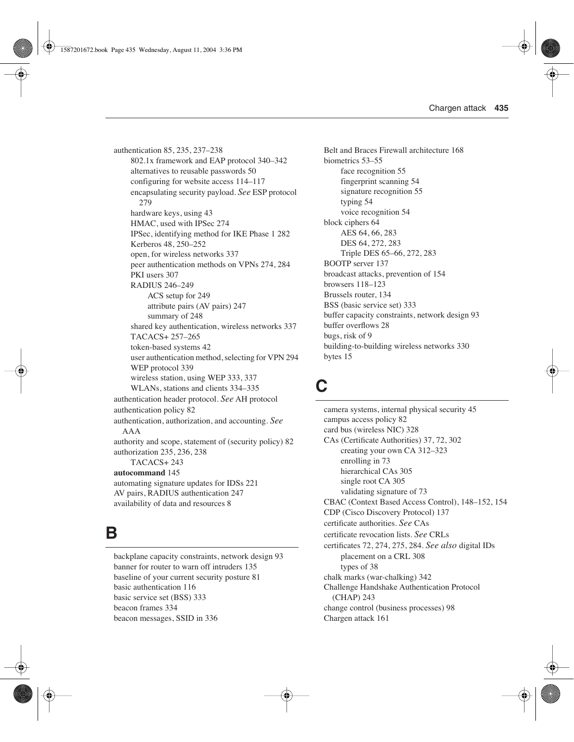authentication 85, 235, 237–238
- 802.1x framework and EAP protocol 340–342
- alternatives to reusable passwords 50
- configuring for website access 114–117
- encapsulating security payload. *See* ESP protocol 279
- hardware keys, using 43
- HMAC, used with IPSec 274
- IPSec, identifying method for IKE Phase 1 282
- Kerberos 48, 250–252
- open, for wireless networks 337
- peer authentication methods on VPNs 274, 284
- PKI users 307
- RADIUS 246–249
  - ACS setup for 249
  - attribute pairs (AV pairs) 247
  - summary of 248
- shared key authentication, wireless networks 337
- TACACS+ 257–265
- token-based systems 42
- user authentication method, selecting for VPN 294
- WEP protocol 339
- wireless station, using WEP 333, 337
- WLANs, stations and clients 334–335

authentication header protocol. *See* AH protocol
authentication policy 82
authentication, authorization, and accounting. *See* AAA
authority and scope, statement of (security policy) 82
authorization 235, 236, 238
- TACACS+ 243

**autocommand** 145
automating signature updates for IDSs 221
AV pairs, RADIUS authentication 247
availability of data and resources 8

# B

backplane capacity constraints, network design 93
banner for router to warn off intruders 135
baseline of your current security posture 81
basic authentication 116
basic service set (BSS) 333
beacon frames 334
beacon messages, SSID in 336
Belt and Braces Firewall architecture 168
biometrics 53–55
- face recognition 55
- fingerprint scanning 54
- signature recognition 55
- typing 54
- voice recognition 54

block ciphers 64
- AES 64, 66, 283
- DES 64, 272, 283
- Triple DES 65–66, 272, 283

BOOTP server 137
broadcast attacks, prevention of 154
browsers 118–123
Brussels router, 134
BSS (basic service set) 333
buffer capacity constraints, network design 93
buffer overflows 28
bugs, risk of 9
building-to-building wireless networks 330
bytes 15

# C

camera systems, internal physical security 45
campus access policy 82
card bus (wireless NIC) 328
CAs (Certificate Authorities) 37, 72, 302
- creating your own CA 312–323
- enrolling in 73
- hierarchical CAs 305
- single root CA 305
- validating signature of 73

CBAC (Context Based Access Control), 148–152, 154
CDP (Cisco Discovery Protocol) 137
certificate authorities. *See* CAs
certificate revocation lists. *See* CRLs
certificates 72, 274, 275, 284. *See also* digital IDs
- placement on a CRL 308
- types of 38

chalk marks (war-chalking) 342
Challenge Handshake Authentication Protocol (CHAP) 243
change control (business processes) 98
Chargen attack 161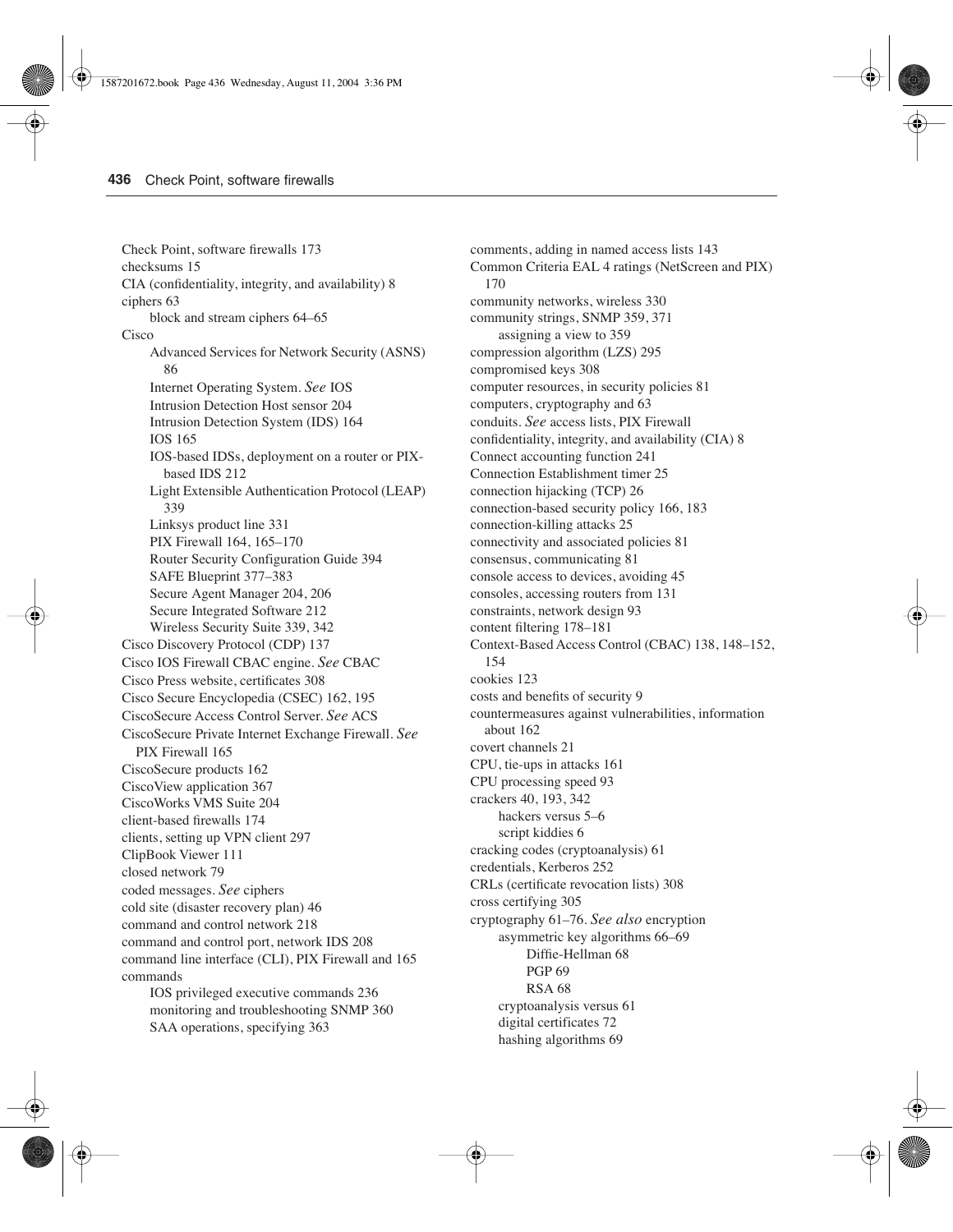Check Point, software firewalls 173
checksums 15
CIA (confidentiality, integrity, and availability) 8
ciphers 63
- block and stream ciphers 64–65

Cisco
- Advanced Services for Network Security (ASNS) 86
- Internet Operating System. *See* IOS
- Intrusion Detection Host sensor 204
- Intrusion Detection System (IDS) 164
- IOS 165
- IOS-based IDSs, deployment on a router or PIX-based IDS 212
- Light Extensible Authentication Protocol (LEAP) 339
- Linksys product line 331
- PIX Firewall 164, 165–170
- Router Security Configuration Guide 394
- SAFE Blueprint 377–383
- Secure Agent Manager 204, 206
- Secure Integrated Software 212
- Wireless Security Suite 339, 342

Cisco Discovery Protocol (CDP) 137
Cisco IOS Firewall CBAC engine. *See* CBAC
Cisco Press website, certificates 308
Cisco Secure Encyclopedia (CSEC) 162, 195
CiscoSecure Access Control Server. *See* ACS
CiscoSecure Private Internet Exchange Firewall. *See* PIX Firewall 165
CiscoSecure products 162
CiscoView application 367
CiscoWorks VMS Suite 204
client-based firewalls 174
clients, setting up VPN client 297
ClipBook Viewer 111
closed network 79
coded messages. *See* ciphers
cold site (disaster recovery plan) 46
command and control network 218
command and control port, network IDS 208
command line interface (CLI), PIX Firewall and 165
commands
- IOS privileged executive commands 236
- monitoring and troubleshooting SNMP 360
- SAA operations, specifying 363

comments, adding in named access lists 143
Common Criteria EAL 4 ratings (NetScreen and PIX) 170
community networks, wireless 330
community strings, SNMP 359, 371
- assigning a view to 359

compression algorithm (LZS) 295
compromised keys 308
computer resources, in security policies 81
computers, cryptography and 63
conduits. *See* access lists, PIX Firewall
confidentiality, integrity, and availability (CIA) 8
Connect accounting function 241
Connection Establishment timer 25
connection hijacking (TCP) 26
connection-based security policy 166, 183
connection-killing attacks 25
connectivity and associated policies 81
consensus, communicating 81
console access to devices, avoiding 45
consoles, accessing routers from 131
constraints, network design 93
content filtering 178–181
Context-Based Access Control (CBAC) 138, 148–152, 154
cookies 123
costs and benefits of security 9
countermeasures against vulnerabilities, information about 162
covert channels 21
CPU, tie-ups in attacks 161
CPU processing speed 93
crackers 40, 193, 342
- hackers versus 5–6
- script kiddies 6

cracking codes (cryptoanalysis) 61
credentials, Kerberos 252
CRLs (certificate revocation lists) 308
cross certifying 305
cryptography 61–76. *See also* encryption
- asymmetric key algorithms 66–69
  - Diffie-Hellman 68
  - PGP 69
  - RSA 68
- cryptoanalysis versus 61
- digital certificates 72
- hashing algorithms 69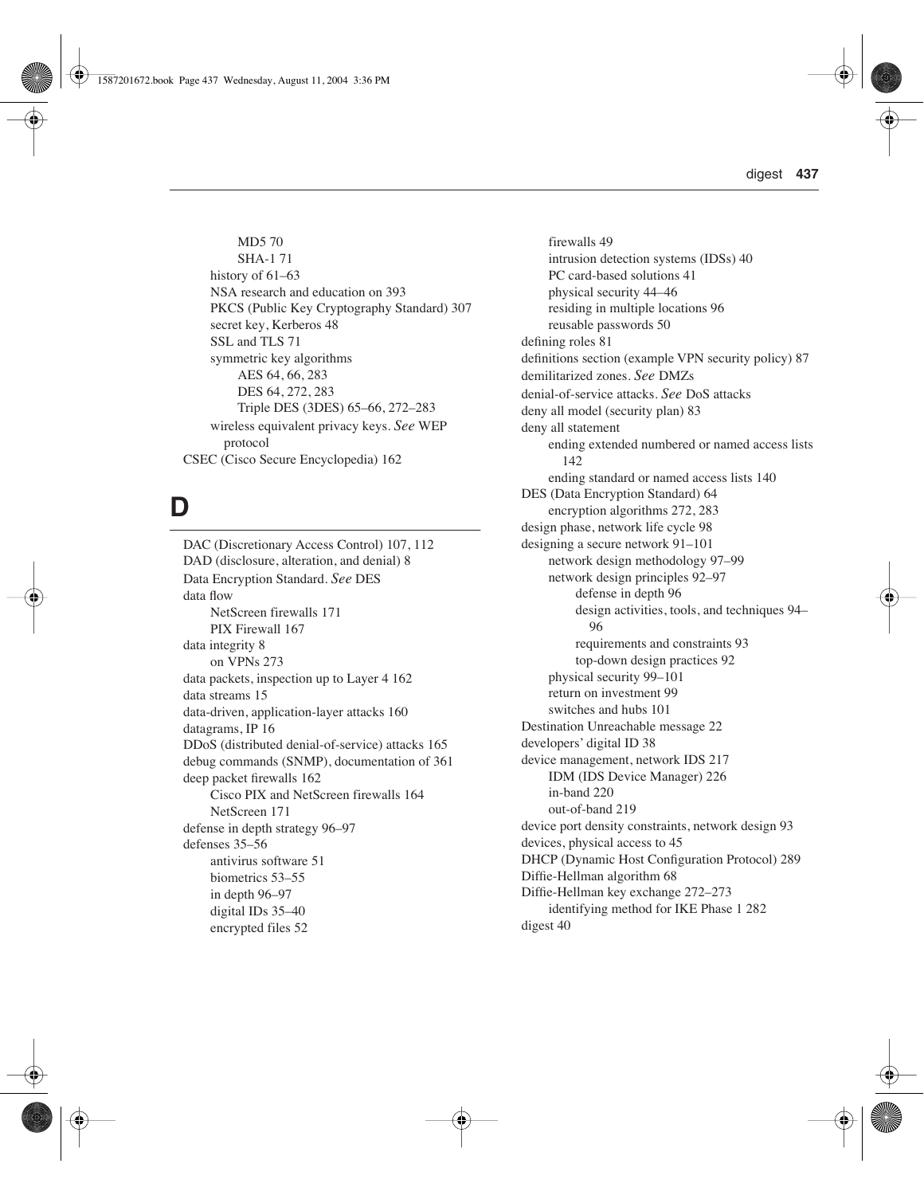MD5 70
SHA-1 71
history of 61–63
NSA research and education on 393
PKCS (Public Key Cryptography Standard) 307
secret key, Kerberos 48
SSL and TLS 71
symmetric key algorithms
AES 64, 66, 283
DES 64, 272, 283
Triple DES (3DES) 65–66, 272–283
wireless equivalent privacy keys. *See* WEP protocol
CSEC (Cisco Secure Encyclopedia) 162

## D

DAC (Discretionary Access Control) 107, 112
DAD (disclosure, alteration, and denial) 8
Data Encryption Standard. *See* DES
data flow
NetScreen firewalls 171
PIX Firewall 167
data integrity 8
on VPNs 273
data packets, inspection up to Layer 4 162
data streams 15
data-driven, application-layer attacks 160
datagrams, IP 16
DDoS (distributed denial-of-service) attacks 165
debug commands (SNMP), documentation of 361
deep packet firewalls 162
Cisco PIX and NetScreen firewalls 164
NetScreen 171
defense in depth strategy 96–97
defenses 35–56
antivirus software 51
biometrics 53–55
in depth 96–97
digital IDs 35–40
encrypted files 52
firewalls 49
intrusion detection systems (IDSs) 40
PC card-based solutions 41
physical security 44–46
residing in multiple locations 96
reusable passwords 50
defining roles 81
definitions section (example VPN security policy) 87
demilitarized zones. *See* DMZs
denial-of-service attacks. *See* DoS attacks
deny all model (security plan) 83
deny all statement
ending extended numbered or named access lists 142
ending standard or named access lists 140
DES (Data Encryption Standard) 64
encryption algorithms 272, 283
design phase, network life cycle 98
designing a secure network 91–101
network design methodology 97–99
network design principles 92–97
defense in depth 96
design activities, tools, and techniques 94–96
requirements and constraints 93
top-down design practices 92
physical security 99–101
return on investment 99
switches and hubs 101
Destination Unreachable message 22
developers' digital ID 38
device management, network IDS 217
IDM (IDS Device Manager) 226
in-band 220
out-of-band 219
device port density constraints, network design 93
devices, physical access to 45
DHCP (Dynamic Host Configuration Protocol) 289
Diffie-Hellman algorithm 68
Diffie-Hellman key exchange 272–273
identifying method for IKE Phase 1 282
digest 40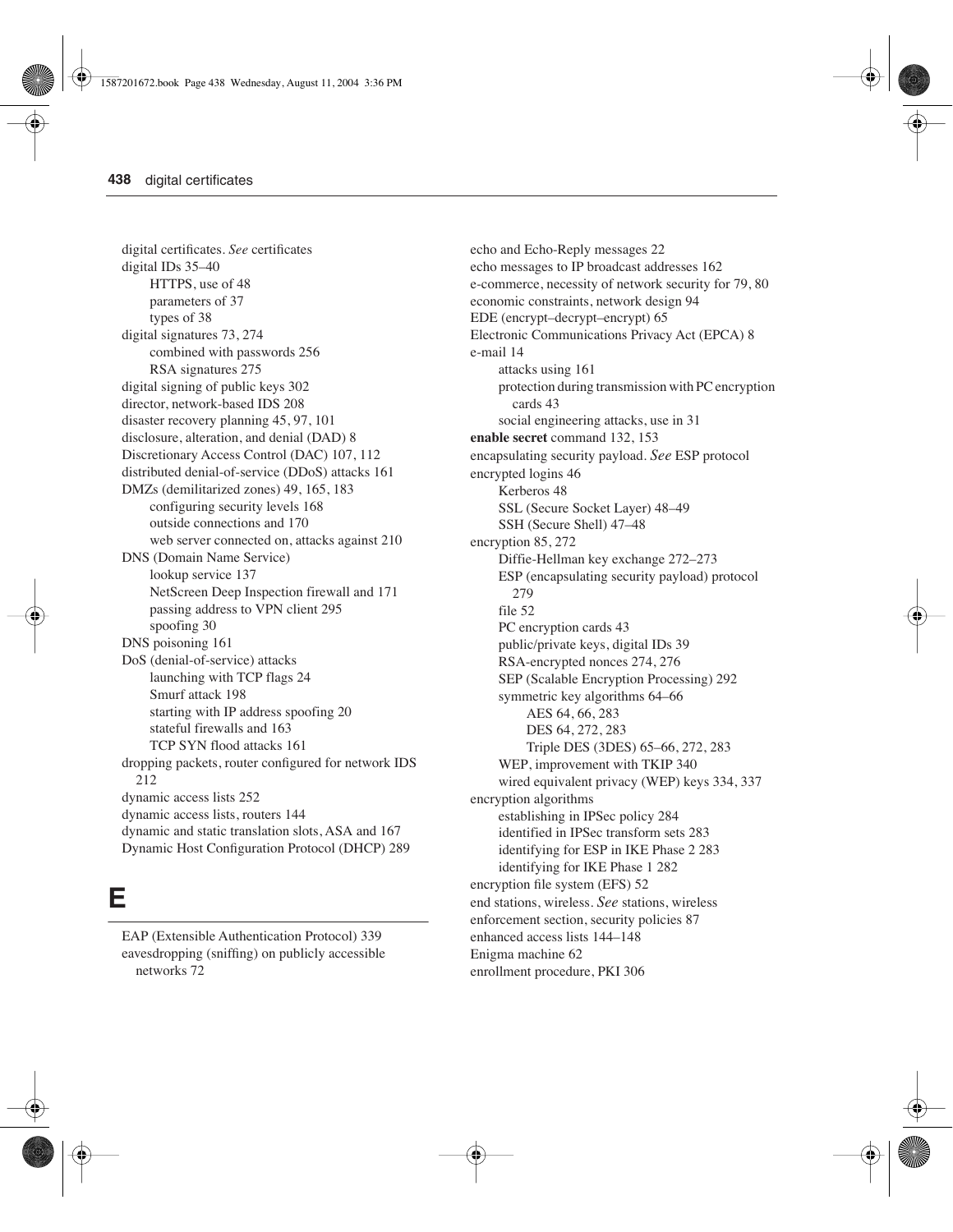digital certificates. *See* certificates
digital IDs 35–40
- HTTPS, use of 48
- parameters of 37
- types of 38

digital signatures 73, 274
- combined with passwords 256
- RSA signatures 275

digital signing of public keys 302
director, network-based IDS 208
disaster recovery planning 45, 97, 101
disclosure, alteration, and denial (DAD) 8
Discretionary Access Control (DAC) 107, 112
distributed denial-of-service (DDoS) attacks 161
DMZs (demilitarized zones) 49, 165, 183
- configuring security levels 168
- outside connections and 170
- web server connected on, attacks against 210

DNS (Domain Name Service)
- lookup service 137
- NetScreen Deep Inspection firewall and 171
- passing address to VPN client 295
- spoofing 30

DNS poisoning 161
DoS (denial-of-service) attacks
- launching with TCP flags 24
- Smurf attack 198
- starting with IP address spoofing 20
- stateful firewalls and 163
- TCP SYN flood attacks 161

dropping packets, router configured for network IDS 212
dynamic access lists 252
dynamic access lists, routers 144
dynamic and static translation slots, ASA and 167
Dynamic Host Configuration Protocol (DHCP) 289

# E

EAP (Extensible Authentication Protocol) 339
eavesdropping (sniffing) on publicly accessible networks 72
echo and Echo-Reply messages 22
echo messages to IP broadcast addresses 162
e-commerce, necessity of network security for 79, 80
economic constraints, network design 94
EDE (encrypt–decrypt–encrypt) 65
Electronic Communications Privacy Act (EPCA) 8
e-mail 14
- attacks using 161
- protection during transmission with PC encryption cards 43
- social engineering attacks, use in 31

**enable secret** command 132, 153
encapsulating security payload. *See* ESP protocol
encrypted logins 46
- Kerberos 48
- SSL (Secure Socket Layer) 48–49
- SSH (Secure Shell) 47–48

encryption 85, 272
- Diffie-Hellman key exchange 272–273
- ESP (encapsulating security payload) protocol 279
- file 52
- PC encryption cards 43
- public/private keys, digital IDs 39
- RSA-encrypted nonces 274, 276
- SEP (Scalable Encryption Processing) 292
- symmetric key algorithms 64–66
  - AES 64, 66, 283
  - DES 64, 272, 283
  - Triple DES (3DES) 65–66, 272, 283
- WEP, improvement with TKIP 340
- wired equivalent privacy (WEP) keys 334, 337

encryption algorithms
- establishing in IPSec policy 284
- identified in IPSec transform sets 283
- identifying for ESP in IKE Phase 2 283
- identifying for IKE Phase 1 282

encryption file system (EFS) 52
end stations, wireless. *See* stations, wireless
enforcement section, security policies 87
enhanced access lists 144–148
Enigma machine 62
enrollment procedure, PKI 306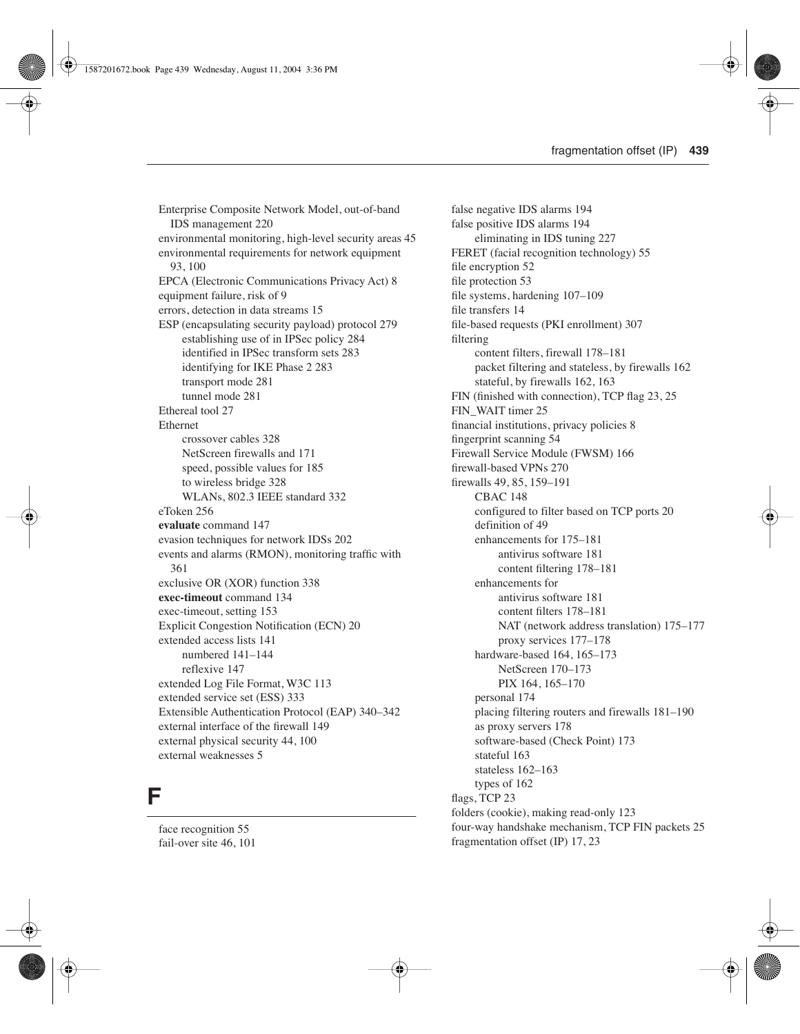Enterprise Composite Network Model, out-of-band IDS management 220
environmental monitoring, high-level security areas 45
environmental requirements for network equipment 93, 100
EPCA (Electronic Communications Privacy Act) 8
equipment failure, risk of 9
errors, detection in data streams 15
ESP (encapsulating security payload) protocol 279
    establishing use of in IPSec policy 284
    identified in IPSec transform sets 283
    identifying for IKE Phase 2 283
    transport mode 281
    tunnel mode 281
Ethereal tool 27
Ethernet
    crossover cables 328
    NetScreen firewalls and 171
    speed, possible values for 185
    to wireless bridge 328
    WLANs, 802.3 IEEE standard 332
eToken 256
**evaluate** command 147
evasion techniques for network IDSs 202
events and alarms (RMON), monitoring traffic with 361
exclusive OR (XOR) function 338
**exec-timeout** command 134
exec-timeout, setting 153
Explicit Congestion Notification (ECN) 20
extended access lists 141
    numbered 141–144
    reflexive 147
extended Log File Format, W3C 113
extended service set (ESS) 333
Extensible Authentication Protocol (EAP) 340–342
external interface of the firewall 149
external physical security 44, 100
external weaknesses 5

# F

face recognition 55
fail-over site 46, 101
false negative IDS alarms 194
false positive IDS alarms 194
    eliminating in IDS tuning 227
FERET (facial recognition technology) 55
file encryption 52
file protection 53
file systems, hardening 107–109
file transfers 14
file-based requests (PKI enrollment) 307
filtering
    content filters, firewall 178–181
    packet filtering and stateless, by firewalls 162
    stateful, by firewalls 162, 163
FIN (finished with connection), TCP flag 23, 25
FIN_WAIT timer 25
financial institutions, privacy policies 8
fingerprint scanning 54
Firewall Service Module (FWSM) 166
firewall-based VPNs 270
firewalls 49, 85, 159–191
    CBAC 148
    configured to filter based on TCP ports 20
    definition of 49
    enhancements for 175–181
        antivirus software 181
        content filtering 178–181
    enhancements for
        antivirus software 181
        content filters 178–181
        NAT (network address translation) 175–177
        proxy services 177–178
    hardware-based 164, 165–173
        NetScreen 170–173
        PIX 164, 165–170
    personal 174
    placing filtering routers and firewalls 181–190
    as proxy servers 178
    software-based (Check Point) 173
    stateful 163
    stateless 162–163
    types of 162
flags, TCP 23
folders (cookie), making read-only 123
four-way handshake mechanism, TCP FIN packets 25
fragmentation offset (IP) 17, 23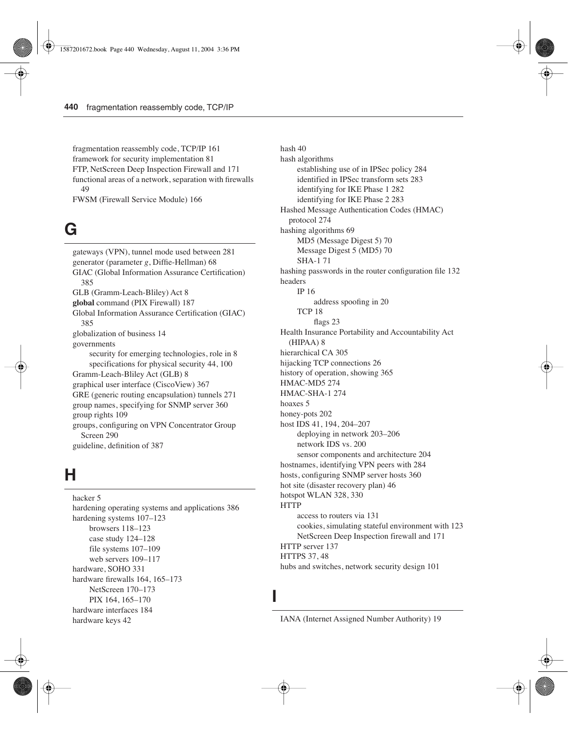fragmentation reassembly code, TCP/IP 161
framework for security implementation 81
FTP, NetScreen Deep Inspection Firewall and 171
functional areas of a network, separation with firewalls 49
FWSM (Firewall Service Module) 166

## G

gateways (VPN), tunnel mode used between 281
generator (parameter *g*, Diffie-Hellman) 68
GIAC (Global Information Assurance Certification) 385
GLB (Gramm-Leach-Bliley) Act 8
**global** command (PIX Firewall) 187
Global Information Assurance Certification (GIAC) 385
globalization of business 14
governments
- security for emerging technologies, role in 8
- specifications for physical security 44, 100

Gramm-Leach-Bliley Act (GLB) 8
graphical user interface (CiscoView) 367
GRE (generic routing encapsulation) tunnels 271
group names, specifying for SNMP server 360
group rights 109
groups, configuring on VPN Concentrator Group Screen 290
guideline, definition of 387

## H

hacker 5
hardening operating systems and applications 386
hardening systems 107–123
- browsers 118–123
- case study 124–128
- file systems 107–109
- web servers 109–117

hardware, SOHO 331
hardware firewalls 164, 165–173
- NetScreen 170–173
- PIX 164, 165–170

hardware interfaces 184
hardware keys 42
hash 40
hash algorithms
- establishing use of in IPSec policy 284
- identified in IPSec transform sets 283
- identifying for IKE Phase 1 282
- identifying for IKE Phase 2 283

Hashed Message Authentication Codes (HMAC) protocol 274
hashing algorithms 69
- MD5 (Message Digest 5) 70
- Message Digest 5 (MD5) 70
- SHA-1 71

hashing passwords in the router configuration file 132
headers
- IP 16
  - address spoofing in 20
- TCP 18
  - flags 23

Health Insurance Portability and Accountability Act (HIPAA) 8
hierarchical CA 305
hijacking TCP connections 26
history of operation, showing 365
HMAC-MD5 274
HMAC-SHA-1 274
hoaxes 5
honey-pots 202
host IDS 41, 194, 204–207
- deploying in network 203–206
- network IDS vs. 200
- sensor components and architecture 204

hostnames, identifying VPN peers with 284
hosts, configuring SNMP server hosts 360
hot site (disaster recovery plan) 46
hotspot WLAN 328, 330
HTTP
- access to routers via 131
- cookies, simulating stateful environment with 123
- NetScreen Deep Inspection firewall and 171

HTTP server 137
HTTPS 37, 48
hubs and switches, network security design 101

## I

IANA (Internet Assigned Number Authority) 19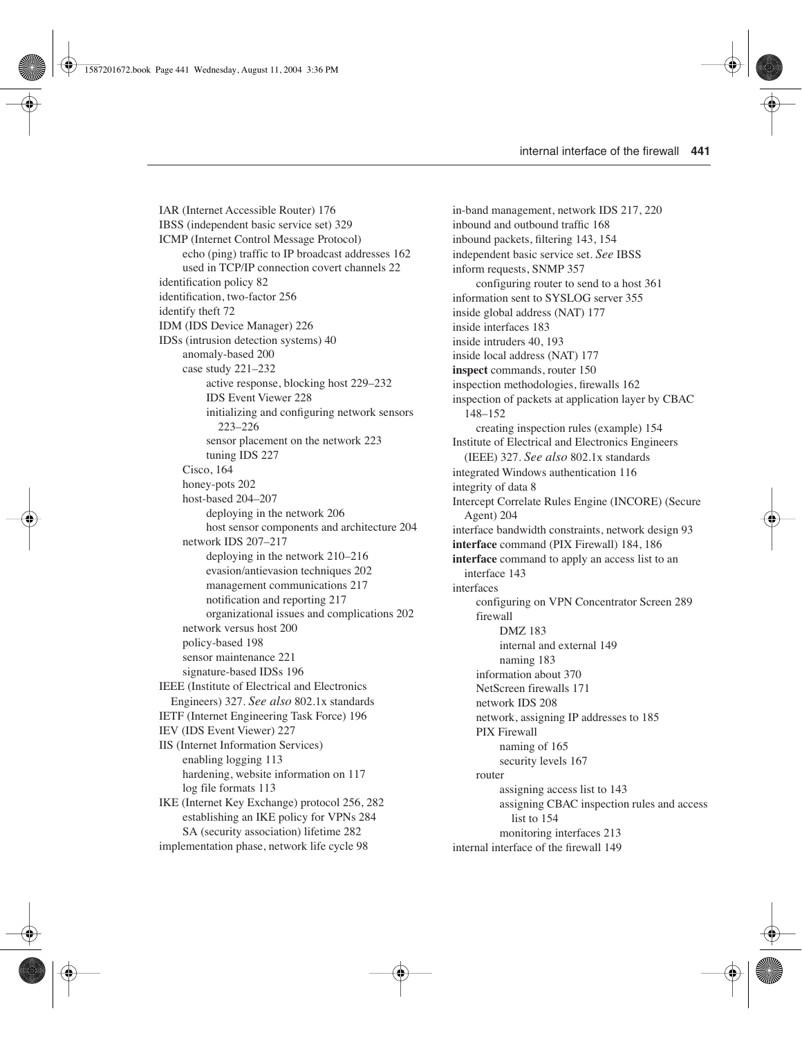IAR (Internet Accessible Router) 176
IBSS (independent basic service set) 329
ICMP (Internet Control Message Protocol)
  echo (ping) traffic to IP broadcast addresses 162
  used in TCP/IP connection covert channels 22
identification policy 82
identification, two-factor 256
identify theft 72
IDM (IDS Device Manager) 226
IDSs (intrusion detection systems) 40
  anomaly-based 200
  case study 221–232
    active response, blocking host 229–232
    IDS Event Viewer 228
    initializing and configuring network sensors 223–226
    sensor placement on the network 223
    tuning IDS 227
  Cisco, 164
  honey-pots 202
  host-based 204–207
    deploying in the network 206
    host sensor components and architecture 204
  network IDS 207–217
    deploying in the network 210–216
    evasion/antievasion techniques 202
    management communications 217
    notification and reporting 217
    organizational issues and complications 202
  network versus host 200
  policy-based 198
  sensor maintenance 221
  signature-based IDSs 196
IEEE (Institute of Electrical and Electronics Engineers) 327. *See also* 802.1x standards
IETF (Internet Engineering Task Force) 196
IEV (IDS Event Viewer) 227
IIS (Internet Information Services)
  enabling logging 113
  hardening, website information on 117
  log file formats 113
IKE (Internet Key Exchange) protocol 256, 282
  establishing an IKE policy for VPNs 284
  SA (security association) lifetime 282
implementation phase, network life cycle 98
in-band management, network IDS 217, 220
inbound and outbound traffic 168
inbound packets, filtering 143, 154
independent basic service set. *See* IBSS
inform requests, SNMP 357
  configuring router to send to a host 361
information sent to SYSLOG server 355
inside global address (NAT) 177
inside interfaces 183
inside intruders 40, 193
inside local address (NAT) 177
**inspect** commands, router 150
inspection methodologies, firewalls 162
inspection of packets at application layer by CBAC 148–152
  creating inspection rules (example) 154
Institute of Electrical and Electronics Engineers (IEEE) 327. *See also* 802.1x standards
integrated Windows authentication 116
integrity of data 8
Intercept Correlate Rules Engine (INCORE) (Secure Agent) 204
interface bandwidth constraints, network design 93
**interface** command (PIX Firewall) 184, 186
**interface** command to apply an access list to an interface 143
interfaces
  configuring on VPN Concentrator Screen 289
  firewall
    DMZ 183
    internal and external 149
    naming 183
  information about 370
  NetScreen firewalls 171
  network IDS 208
  network, assigning IP addresses to 185
  PIX Firewall
    naming of 165
    security levels 167
  router
    assigning access list to 143
    assigning CBAC inspection rules and access list to 154
    monitoring interfaces 213
internal interface of the firewall 149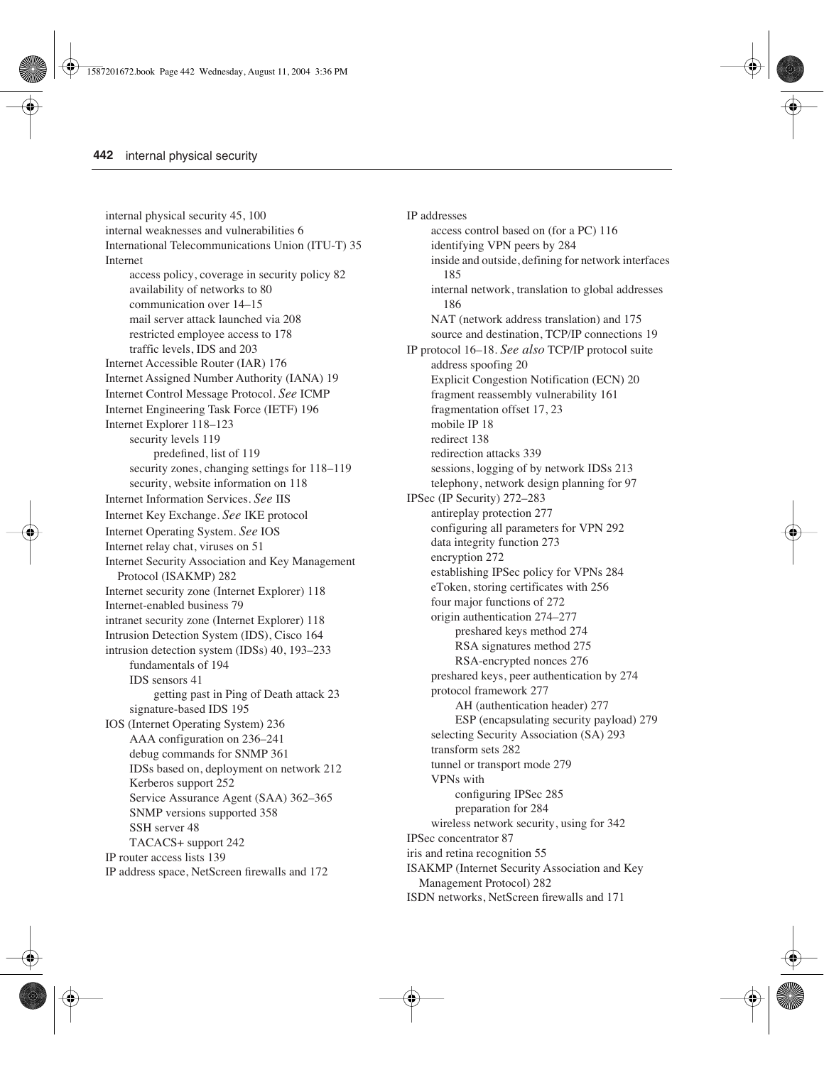internal physical security 45, 100
internal weaknesses and vulnerabilities 6
International Telecommunications Union (ITU-T) 35
Internet
- access policy, coverage in security policy 82
- availability of networks to 80
- communication over 14–15
- mail server attack launched via 208
- restricted employee access to 178
- traffic levels, IDS and 203

Internet Accessible Router (IAR) 176
Internet Assigned Number Authority (IANA) 19
Internet Control Message Protocol. *See* ICMP
Internet Engineering Task Force (IETF) 196
Internet Explorer 118–123
- security levels 119
  - predefined, list of 119
- security zones, changing settings for 118–119
- security, website information on 118

Internet Information Services. *See* IIS
Internet Key Exchange. *See* IKE protocol
Internet Operating System. *See* IOS
Internet relay chat, viruses on 51
Internet Security Association and Key Management Protocol (ISAKMP) 282
Internet security zone (Internet Explorer) 118
Internet-enabled business 79
intranet security zone (Internet Explorer) 118
Intrusion Detection System (IDS), Cisco 164
intrusion detection system (IDSs) 40, 193–233
- fundamentals of 194
- IDS sensors 41
  - getting past in Ping of Death attack 23
- signature-based IDS 195

IOS (Internet Operating System) 236
- AAA configuration on 236–241
- debug commands for SNMP 361
- IDSs based on, deployment on network 212
- Kerberos support 252
- Service Assurance Agent (SAA) 362–365
- SNMP versions supported 358
- SSH server 48
- TACACS+ support 242

IP router access lists 139
IP address space, NetScreen firewalls and 172
IP addresses
- access control based on (for a PC) 116
- identifying VPN peers by 284
- inside and outside, defining for network interfaces 185
- internal network, translation to global addresses 186
- NAT (network address translation) and 175
- source and destination, TCP/IP connections 19

IP protocol 16–18. *See also* TCP/IP protocol suite
- address spoofing 20
- Explicit Congestion Notification (ECN) 20
- fragment reassembly vulnerability 161
- fragmentation offset 17, 23
- mobile IP 18
- redirect 138
- redirection attacks 339
- sessions, logging of by network IDSs 213
- telephony, network design planning for 97

IPSec (IP Security) 272–283
- antireplay protection 277
- configuring all parameters for VPN 292
- data integrity function 273
- encryption 272
- establishing IPSec policy for VPNs 284
- eToken, storing certificates with 256
- four major functions of 272
- origin authentication 274–277
  - preshared keys method 274
  - RSA signatures method 275
  - RSA-encrypted nonces 276
- preshared keys, peer authentication by 274
- protocol framework 277
  - AH (authentication header) 277
  - ESP (encapsulating security payload) 279
- selecting Security Association (SA) 293
- transform sets 282
- tunnel or transport mode 279
- VPNs with
  - configuring IPSec 285
  - preparation for 284
- wireless network security, using for 342

IPSec concentrator 87
iris and retina recognition 55
ISAKMP (Internet Security Association and Key Management Protocol) 282
ISDN networks, NetScreen firewalls and 171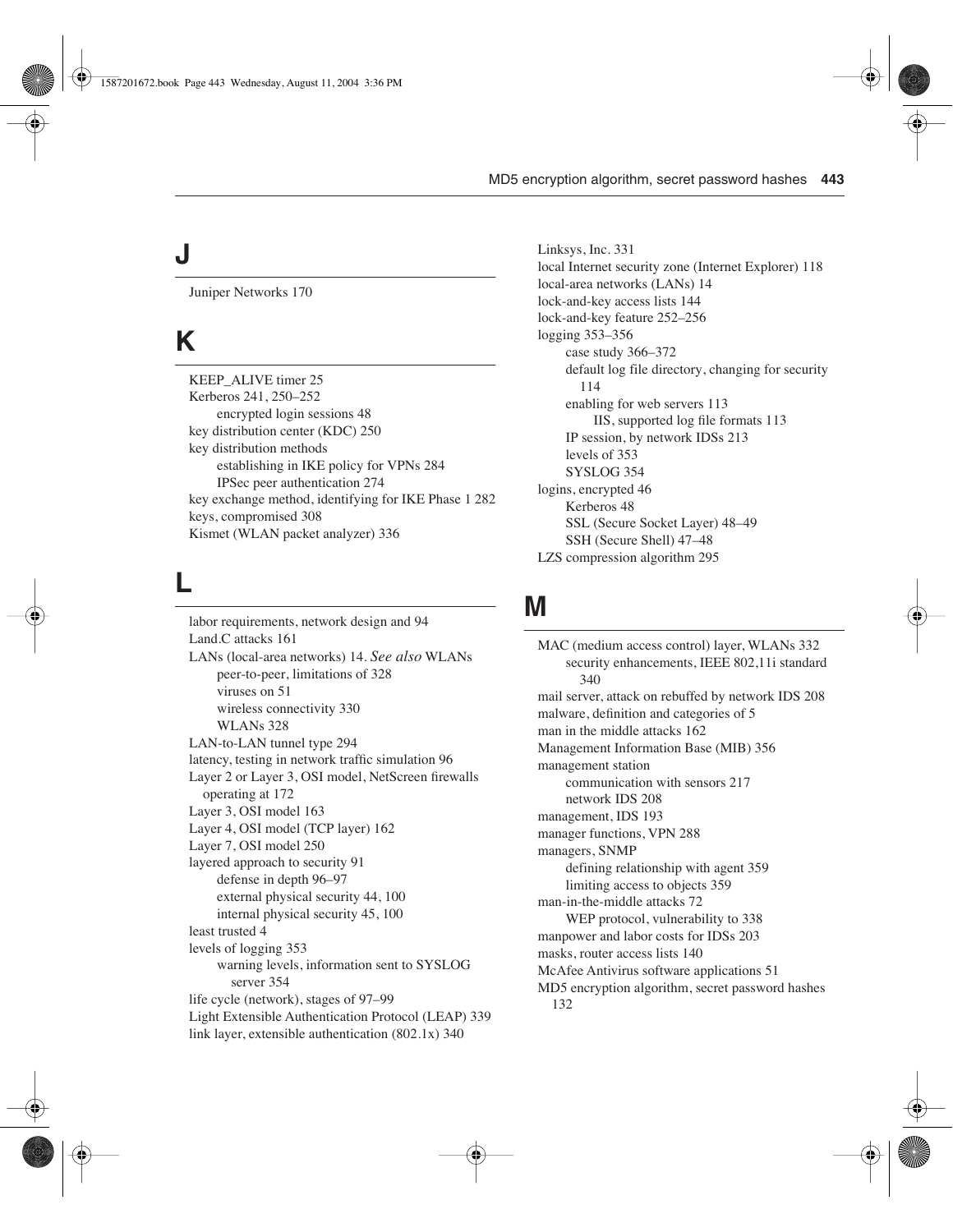## J

Juniper Networks 170

## K

KEEP_ALIVE timer 25
Kerberos 241, 250–252
 encrypted login sessions 48
key distribution center (KDC) 250
key distribution methods
 establishing in IKE policy for VPNs 284
 IPSec peer authentication 274
key exchange method, identifying for IKE Phase 1 282
keys, compromised 308
Kismet (WLAN packet analyzer) 336

## L

labor requirements, network design and 94
Land.C attacks 161
LANs (local-area networks) 14. *See also* WLANs
 peer-to-peer, limitations of 328
 viruses on 51
 wireless connectivity 330
 WLANs 328
LAN-to-LAN tunnel type 294
latency, testing in network traffic simulation 96
Layer 2 or Layer 3, OSI model, NetScreen firewalls operating at 172
Layer 3, OSI model 163
Layer 4, OSI model (TCP layer) 162
Layer 7, OSI model 250
layered approach to security 91
 defense in depth 96–97
 external physical security 44, 100
 internal physical security 45, 100
least trusted 4
levels of logging 353
 warning levels, information sent to SYSLOG server 354
life cycle (network), stages of 97–99
Light Extensible Authentication Protocol (LEAP) 339
link layer, extensible authentication (802.1x) 340
Linksys, Inc. 331
local Internet security zone (Internet Explorer) 118
local-area networks (LANs) 14
lock-and-key access lists 144
lock-and-key feature 252–256
logging 353–356
 case study 366–372
 default log file directory, changing for security 114
 enabling for web servers 113
  IIS, supported log file formats 113
 IP session, by network IDSs 213
 levels of 353
 SYSLOG 354
logins, encrypted 46
 Kerberos 48
 SSL (Secure Socket Layer) 48–49
 SSH (Secure Shell) 47–48
LZS compression algorithm 295

## M

MAC (medium access control) layer, WLANs 332
 security enhancements, IEEE 802,11i standard 340
mail server, attack on rebuffed by network IDS 208
malware, definition and categories of 5
man in the middle attacks 162
Management Information Base (MIB) 356
management station
 communication with sensors 217
 network IDS 208
management, IDS 193
manager functions, VPN 288
managers, SNMP
 defining relationship with agent 359
 limiting access to objects 359
man-in-the-middle attacks 72
 WEP protocol, vulnerability to 338
manpower and labor costs for IDSs 203
masks, router access lists 140
McAfee Antivirus software applications 51
MD5 encryption algorithm, secret password hashes 132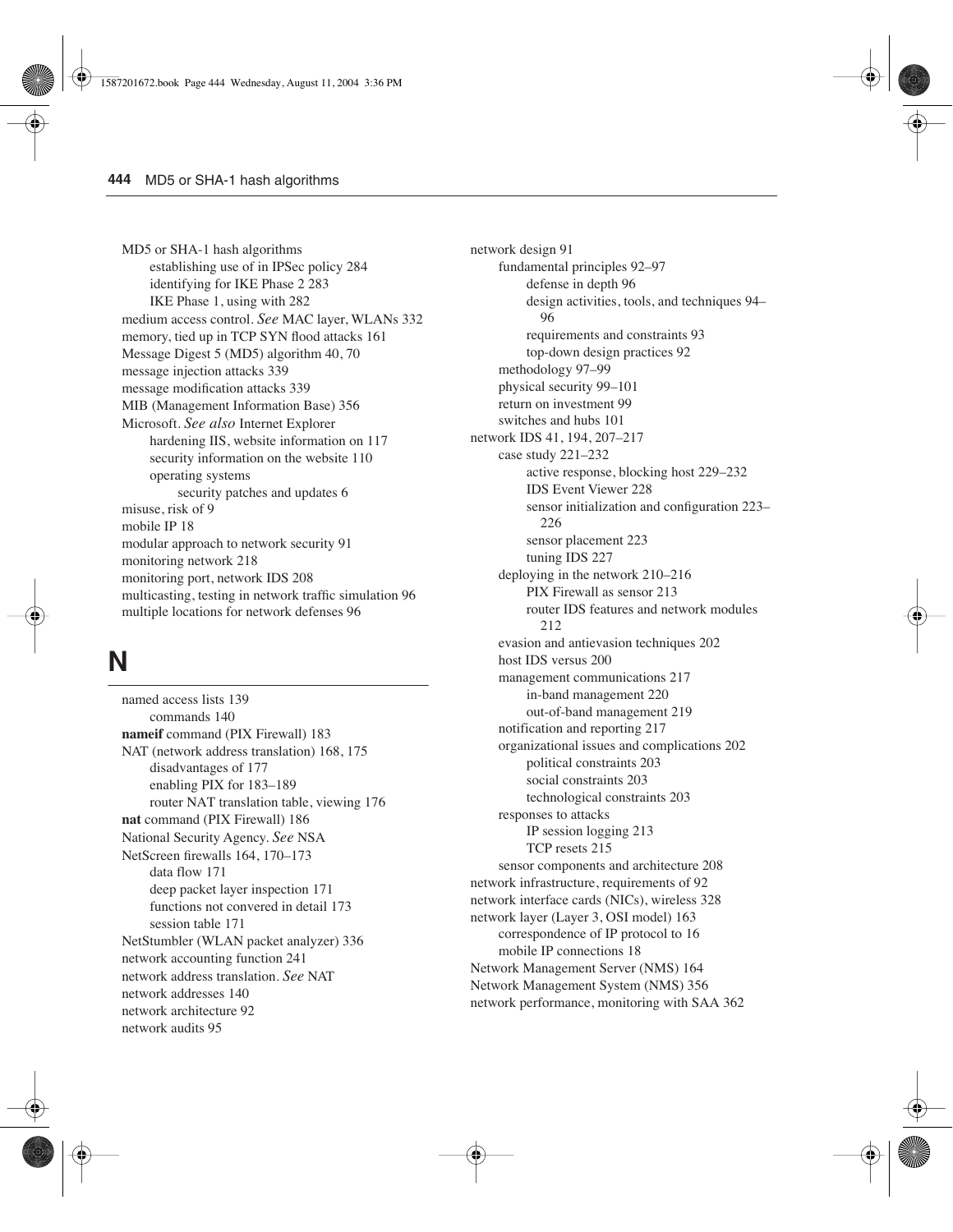MD5 or SHA-1 hash algorithms
- establishing use of in IPSec policy 284
- identifying for IKE Phase 2 283
- IKE Phase 1, using with 282

medium access control. *See* MAC layer, WLANs 332
memory, tied up in TCP SYN flood attacks 161
Message Digest 5 (MD5) algorithm 40, 70
message injection attacks 339
message modification attacks 339
MIB (Management Information Base) 356
Microsoft. *See also* Internet Explorer
- hardening IIS, website information on 117
- security information on the website 110
- operating systems
  - security patches and updates 6

misuse, risk of 9
mobile IP 18
modular approach to network security 91
monitoring network 218
monitoring port, network IDS 208
multicasting, testing in network traffic simulation 96
multiple locations for network defenses 96

# N

named access lists 139
- commands 140

**nameif** command (PIX Firewall) 183
NAT (network address translation) 168, 175
- disadvantages of 177
- enabling PIX for 183–189
- router NAT translation table, viewing 176

**nat** command (PIX Firewall) 186
National Security Agency. *See* NSA
NetScreen firewalls 164, 170–173
- data flow 171
- deep packet layer inspection 171
- functions not convered in detail 173
- session table 171

NetStumbler (WLAN packet analyzer) 336
network accounting function 241
network address translation. *See* NAT
network addresses 140
network architecture 92
network audits 95
network design 91
- fundamental principles 92–97
  - defense in depth 96
  - design activities, tools, and techniques 94–96
  - requirements and constraints 93
  - top-down design practices 92
- methodology 97–99
- physical security 99–101
- return on investment 99
- switches and hubs 101

network IDS 41, 194, 207–217
- case study 221–232
  - active response, blocking host 229–232
  - IDS Event Viewer 228
  - sensor initialization and configuration 223–226
  - sensor placement 223
  - tuning IDS 227
- deploying in the network 210–216
  - PIX Firewall as sensor 213
  - router IDS features and network modules 212
- evasion and antievasion techniques 202
- host IDS versus 200
- management communications 217
  - in-band management 220
  - out-of-band management 219
- notification and reporting 217
- organizational issues and complications 202
  - political constraints 203
  - social constraints 203
  - technological constraints 203
- responses to attacks
  - IP session logging 213
  - TCP resets 215
- sensor components and architecture 208

network infrastructure, requirements of 92
network interface cards (NICs), wireless 328
network layer (Layer 3, OSI model) 163
- correspondence of IP protocol to 16
- mobile IP connections 18

Network Management Server (NMS) 164
Network Management System (NMS) 356
network performance, monitoring with SAA 362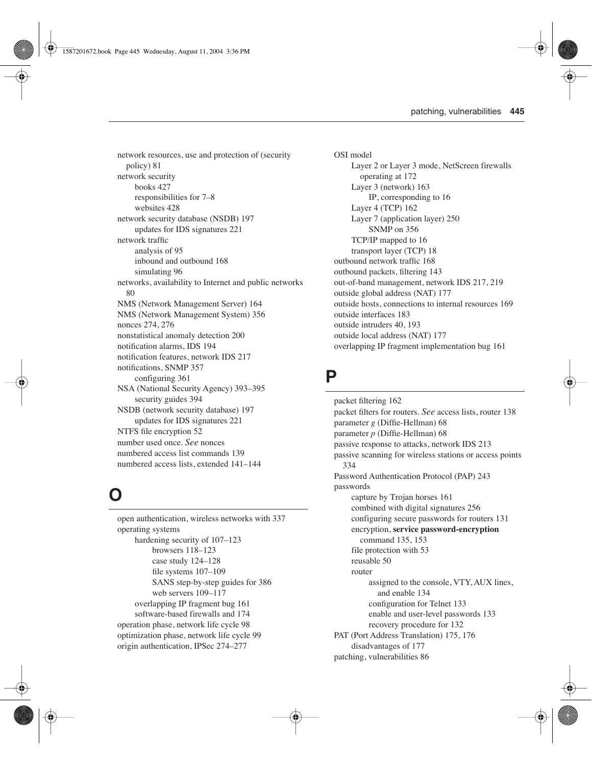network resources, use and protection of (security policy) 81
network security
    books 427
    responsibilities for 7–8
    websites 428
network security database (NSDB) 197
    updates for IDS signatures 221
network traffic
    analysis of 95
    inbound and outbound 168
    simulating 96
networks, availability to Internet and public networks 80
NMS (Network Management Server) 164
NMS (Network Management System) 356
nonces 274, 276
nonstatistical anomaly detection 200
notification alarms, IDS 194
notification features, network IDS 217
notifications, SNMP 357
    configuring 361
NSA (National Security Agency) 393–395
    security guides 394
NSDB (network security database) 197
    updates for IDS signatures 221
NTFS file encryption 52
number used once. *See* nonces
numbered access list commands 139
numbered access lists, extended 141–144

# O

open authentication, wireless networks with 337
operating systems
    hardening security of 107–123
        browsers 118–123
        case study 124–128
        file systems 107–109
        SANS step-by-step guides for 386
        web servers 109–117
    overlapping IP fragment bug 161
    software-based firewalls and 174
operation phase, network life cycle 98
optimization phase, network life cycle 99
origin authentication, IPSec 274–277
OSI model
    Layer 2 or Layer 3 mode, NetScreen firewalls operating at 172
    Layer 3 (network) 163
        IP, corresponding to 16
    Layer 4 (TCP) 162
    Layer 7 (application layer) 250
        SNMP on 356
    TCP/IP mapped to 16
    transport layer (TCP) 18
outbound network traffic 168
outbound packets, filtering 143
out-of-band management, network IDS 217, 219
outside global address (NAT) 177
outside hosts, connections to internal resources 169
outside interfaces 183
outside intruders 40, 193
outside local address (NAT) 177
overlapping IP fragment implementation bug 161

# P

packet filtering 162
packet filters for routers. *See* access lists, router 138
parameter *g* (Diffie-Hellman) 68
parameter *p* (Diffie-Hellman) 68
passive response to attacks, network IDS 213
passive scanning for wireless stations or access points 334
Password Authentication Protocol (PAP) 243
passwords
    capture by Trojan horses 161
    combined with digital signatures 256
    configuring secure passwords for routers 131
    encryption, **service password-encryption** command 135, 153
    file protection with 53
    reusable 50
    router
        assigned to the console, VTY, AUX lines, and enable 134
        configuration for Telnet 133
        enable and user-level passwords 133
        recovery procedure for 132
PAT (Port Address Translation) 175, 176
    disadvantages of 177
patching, vulnerabilities 86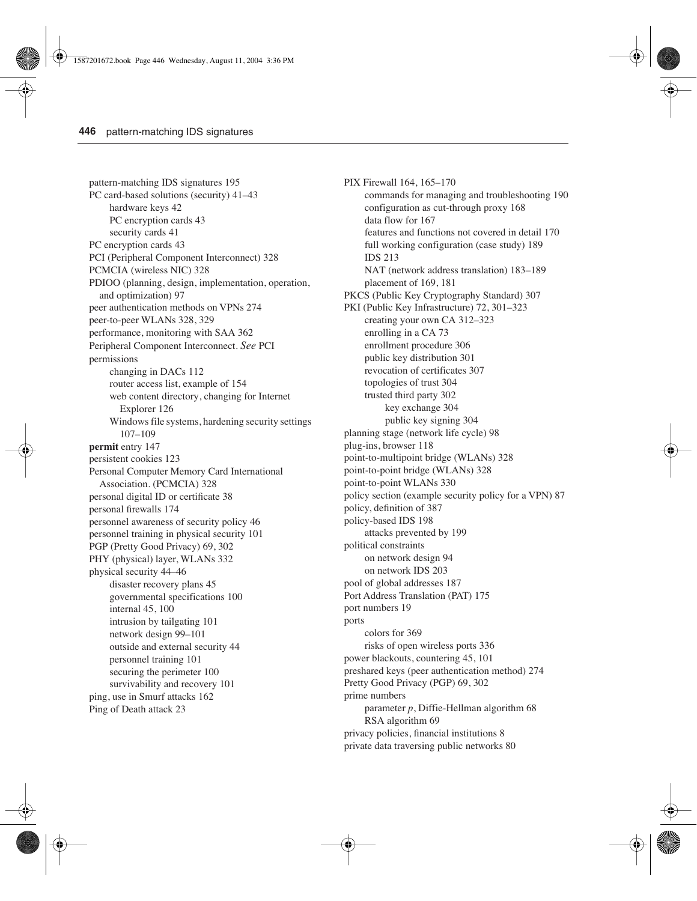pattern-matching IDS signatures 195
PC card-based solutions (security) 41–43
  hardware keys 42
  PC encryption cards 43
  security cards 41
PC encryption cards 43
PCI (Peripheral Component Interconnect) 328
PCMCIA (wireless NIC) 328
PDIOO (planning, design, implementation, operation, and optimization) 97
peer authentication methods on VPNs 274
peer-to-peer WLANs 328, 329
performance, monitoring with SAA 362
Peripheral Component Interconnect. *See* PCI
permissions
  changing in DACs 112
  router access list, example of 154
  web content directory, changing for Internet Explorer 126
  Windows file systems, hardening security settings 107–109
**permit** entry 147
persistent cookies 123
Personal Computer Memory Card International Association. (PCMCIA) 328
personal digital ID or certificate 38
personal firewalls 174
personnel awareness of security policy 46
personnel training in physical security 101
PGP (Pretty Good Privacy) 69, 302
PHY (physical) layer, WLANs 332
physical security 44–46
  disaster recovery plans 45
  governmental specifications 100
  internal 45, 100
  intrusion by tailgating 101
  network design 99–101
  outside and external security 44
  personnel training 101
  securing the perimeter 100
  survivability and recovery 101
ping, use in Smurf attacks 162
Ping of Death attack 23
PIX Firewall 164, 165–170
  commands for managing and troubleshooting 190
  configuration as cut-through proxy 168
  data flow for 167
  features and functions not covered in detail 170
  full working configuration (case study) 189
  IDS 213
  NAT (network address translation) 183–189
  placement of 169, 181
PKCS (Public Key Cryptography Standard) 307
PKI (Public Key Infrastructure) 72, 301–323
  creating your own CA 312–323
  enrolling in a CA 73
  enrollment procedure 306
  public key distribution 301
  revocation of certificates 307
  topologies of trust 304
  trusted third party 302
    key exchange 304
    public key signing 304
planning stage (network life cycle) 98
plug-ins, browser 118
point-to-multipoint bridge (WLANs) 328
point-to-point bridge (WLANs) 328
point-to-point WLANs 330
policy section (example security policy for a VPN) 87
policy, definition of 387
policy-based IDS 198
  attacks prevented by 199
political constraints
  on network design 94
  on network IDS 203
pool of global addresses 187
Port Address Translation (PAT) 175
port numbers 19
ports
  colors for 369
  risks of open wireless ports 336
power blackouts, countering 45, 101
preshared keys (peer authentication method) 274
Pretty Good Privacy (PGP) 69, 302
prime numbers
  parameter *p*, Diffie-Hellman algorithm 68
  RSA algorithm 69
privacy policies, financial institutions 8
private data traversing public networks 80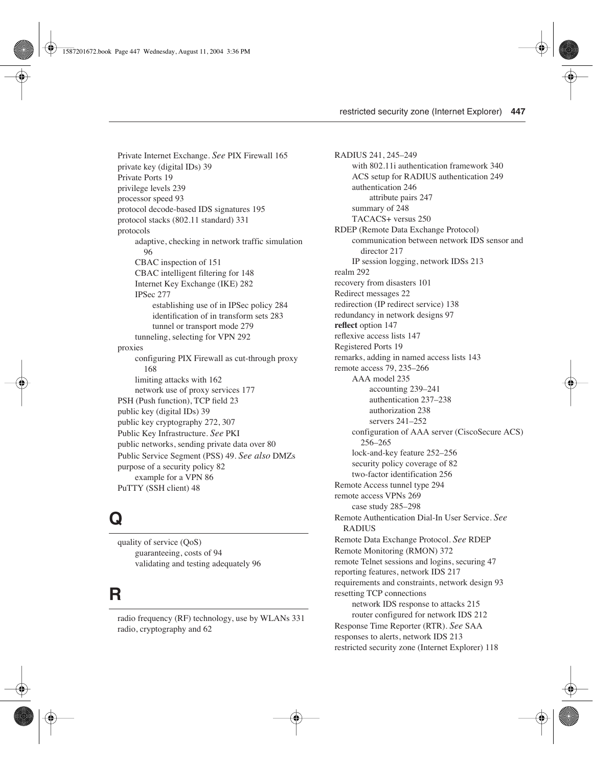Private Internet Exchange. *See* PIX Firewall 165
private key (digital IDs) 39
Private Ports 19
privilege levels 239
processor speed 93
protocol decode-based IDS signatures 195
protocol stacks (802.11 standard) 331
protocols
  adaptive, checking in network traffic simulation 96
  CBAC inspection of 151
  CBAC intelligent filtering for 148
  Internet Key Exchange (IKE) 282
  IPSec 277
    establishing use of in IPSec policy 284
    identification of in transform sets 283
    tunnel or transport mode 279
  tunneling, selecting for VPN 292
proxies
  configuring PIX Firewall as cut-through proxy 168
  limiting attacks with 162
  network use of proxy services 177
PSH (Push function), TCP field 23
public key (digital IDs) 39
public key cryptography 272, 307
Public Key Infrastructure. *See* PKI
public networks, sending private data over 80
Public Service Segment (PSS) 49. *See also* DMZs
purpose of a security policy 82
  example for a VPN 86
PuTTY (SSH client) 48

# Q

quality of service (QoS)
  guaranteeing, costs of 94
  validating and testing adequately 96

# R

radio frequency (RF) technology, use by WLANs 331
radio, cryptography and 62
RADIUS 241, 245–249
  with 802.11i authentication framework 340
  ACS setup for RADIUS authentication 249
  authentication 246
    attribute pairs 247
  summary of 248
  TACACS+ versus 250
RDEP (Remote Data Exchange Protocol)
  communication between network IDS sensor and director 217
  IP session logging, network IDSs 213
realm 292
recovery from disasters 101
Redirect messages 22
redirection (IP redirect service) 138
redundancy in network designs 97
**reflect** option 147
reflexive access lists 147
Registered Ports 19
remarks, adding in named access lists 143
remote access 79, 235–266
  AAA model 235
    accounting 239–241
    authentication 237–238
    authorization 238
    servers 241–252
  configuration of AAA server (CiscoSecure ACS) 256–265
  lock-and-key feature 252–256
  security policy coverage of 82
  two-factor identification 256
Remote Access tunnel type 294
remote access VPNs 269
  case study 285–298
Remote Authentication Dial-In User Service. *See* RADIUS
Remote Data Exchange Protocol. *See* RDEP
Remote Monitoring (RMON) 372
remote Telnet sessions and logins, securing 47
reporting features, network IDS 217
requirements and constraints, network design 93
resetting TCP connections
  network IDS response to attacks 215
  router configured for network IDS 212
Response Time Reporter (RTR). *See* SAA
responses to alerts, network IDS 213
restricted security zone (Internet Explorer) 118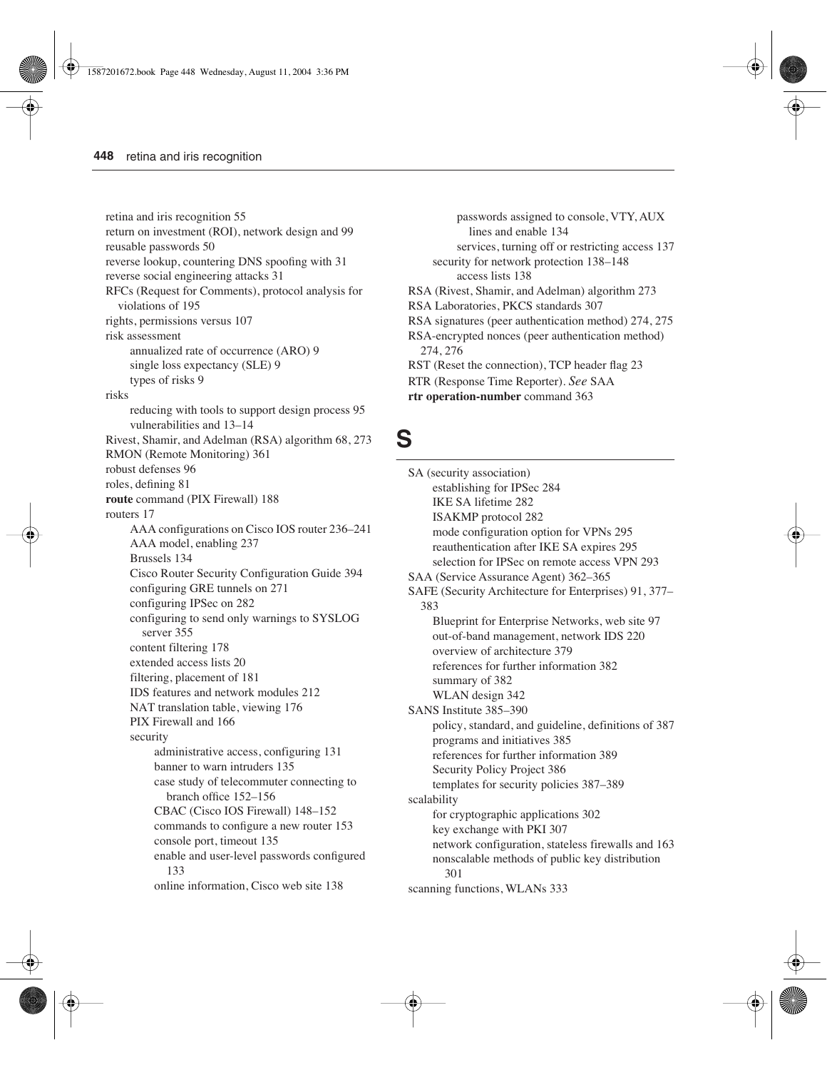retina and iris recognition 55
return on investment (ROI), network design and 99
reusable passwords 50
reverse lookup, countering DNS spoofing with 31
reverse social engineering attacks 31
RFCs (Request for Comments), protocol analysis for violations of 195
rights, permissions versus 107
risk assessment
- annualized rate of occurrence (ARO) 9
- single loss expectancy (SLE) 9
- types of risks 9

risks
- reducing with tools to support design process 95
- vulnerabilities and 13–14

Rivest, Shamir, and Adelman (RSA) algorithm 68, 273
RMON (Remote Monitoring) 361
robust defenses 96
roles, defining 81
**route** command (PIX Firewall) 188
routers 17
- AAA configurations on Cisco IOS router 236–241
- AAA model, enabling 237
- Brussels 134
- Cisco Router Security Configuration Guide 394
- configuring GRE tunnels on 271
- configuring IPSec on 282
- configuring to send only warnings to SYSLOG server 355
- content filtering 178
- extended access lists 20
- filtering, placement of 181
- IDS features and network modules 212
- NAT translation table, viewing 176
- PIX Firewall and 166
- security
  - administrative access, configuring 131
  - banner to warn intruders 135
  - case study of telecommuter connecting to branch office 152–156
  - CBAC (Cisco IOS Firewall) 148–152
  - commands to configure a new router 153
  - console port, timeout 135
  - enable and user-level passwords configured 133
  - online information, Cisco web site 138
  - passwords assigned to console, VTY, AUX lines and enable 134
  - services, turning off or restricting access 137
- security for network protection 138–148
  - access lists 138

RSA (Rivest, Shamir, and Adelman) algorithm 273
RSA Laboratories, PKCS standards 307
RSA signatures (peer authentication method) 274, 275
RSA-encrypted nonces (peer authentication method) 274, 276
RST (Reset the connection), TCP header flag 23
RTR (Response Time Reporter). *See* SAA
**rtr operation-number** command 363

# S

SA (security association)
- establishing for IPSec 284
- IKE SA lifetime 282
- ISAKMP protocol 282
- mode configuration option for VPNs 295
- reauthentication after IKE SA expires 295
- selection for IPSec on remote access VPN 293

SAA (Service Assurance Agent) 362–365
SAFE (Security Architecture for Enterprises) 91, 377–383
- Blueprint for Enterprise Networks, web site 97
- out-of-band management, network IDS 220
- overview of architecture 379
- references for further information 382
- summary of 382
- WLAN design 342

SANS Institute 385–390
- policy, standard, and guideline, definitions of 387
- programs and initiatives 385
- references for further information 389
- Security Policy Project 386
- templates for security policies 387–389

scalability
- for cryptographic applications 302
- key exchange with PKI 307
- network configuration, stateless firewalls and 163
- nonscalable methods of public key distribution 301

scanning functions, WLANs 333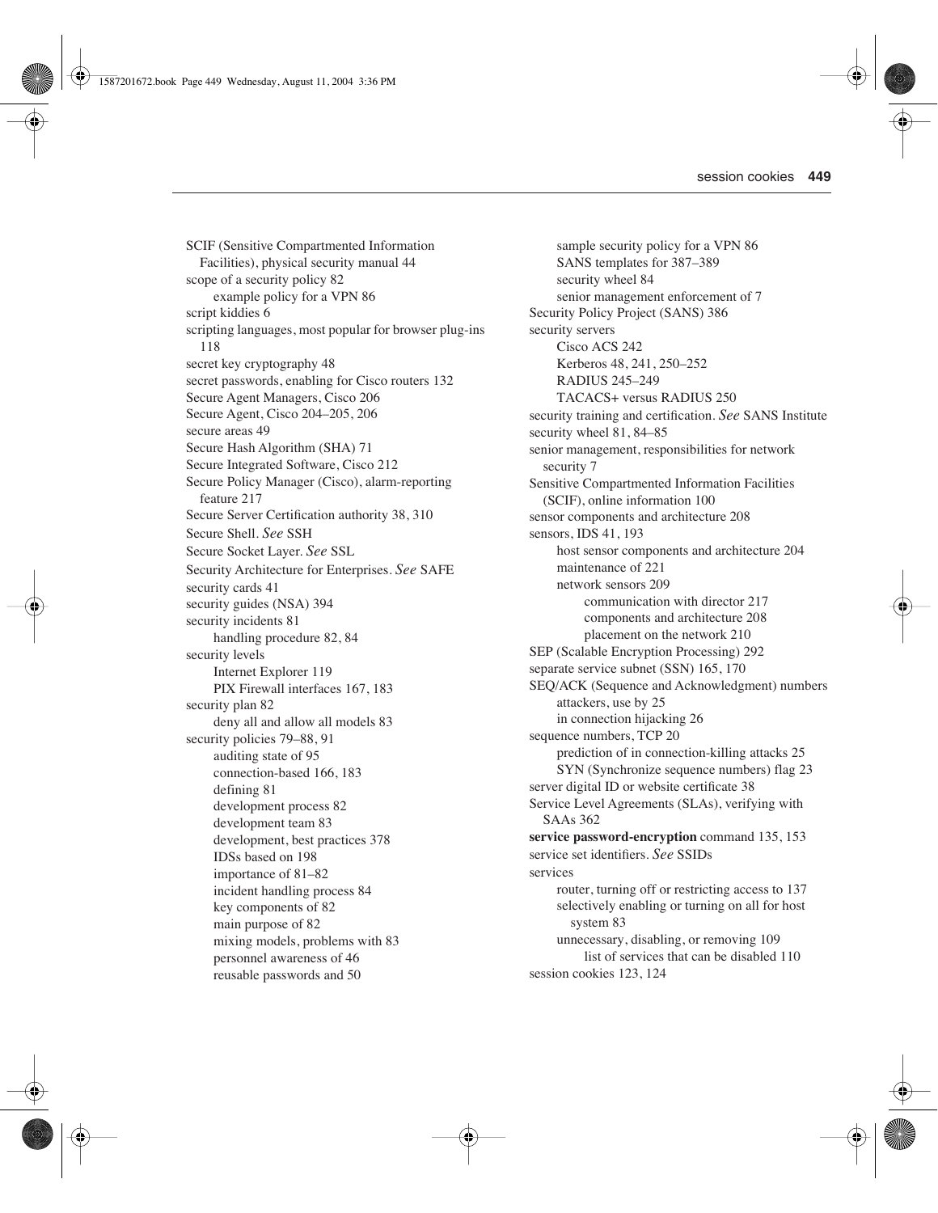SCIF (Sensitive Compartmented Information Facilities), physical security manual 44
scope of a security policy 82
    example policy for a VPN 86
script kiddies 6
scripting languages, most popular for browser plug-ins 118
secret key cryptography 48
secret passwords, enabling for Cisco routers 132
Secure Agent Managers, Cisco 206
Secure Agent, Cisco 204–205, 206
secure areas 49
Secure Hash Algorithm (SHA) 71
Secure Integrated Software, Cisco 212
Secure Policy Manager (Cisco), alarm-reporting feature 217
Secure Server Certification authority 38, 310
Secure Shell. *See* SSH
Secure Socket Layer. *See* SSL
Security Architecture for Enterprises. *See* SAFE
security cards 41
security guides (NSA) 394
security incidents 81
    handling procedure 82, 84
security levels
    Internet Explorer 119
    PIX Firewall interfaces 167, 183
security plan 82
    deny all and allow all models 83
security policies 79–88, 91
    auditing state of 95
    connection-based 166, 183
    defining 81
    development process 82
    development team 83
    development, best practices 378
    IDSs based on 198
    importance of 81–82
    incident handling process 84
    key components of 82
    main purpose of 82
    mixing models, problems with 83
    personnel awareness of 46
    reusable passwords and 50
    sample security policy for a VPN 86
    SANS templates for 387–389
    security wheel 84
    senior management enforcement of 7
Security Policy Project (SANS) 386
security servers
    Cisco ACS 242
    Kerberos 48, 241, 250–252
    RADIUS 245–249
    TACACS+ versus RADIUS 250
security training and certification. *See* SANS Institute
security wheel 81, 84–85
senior management, responsibilities for network security 7
Sensitive Compartmented Information Facilities (SCIF), online information 100
sensor components and architecture 208
sensors, IDS 41, 193
    host sensor components and architecture 204
    maintenance of 221
    network sensors 209
        communication with director 217
        components and architecture 208
        placement on the network 210
SEP (Scalable Encryption Processing) 292
separate service subnet (SSN) 165, 170
SEQ/ACK (Sequence and Acknowledgment) numbers
    attackers, use by 25
    in connection hijacking 26
sequence numbers, TCP 20
    prediction of in connection-killing attacks 25
    SYN (Synchronize sequence numbers) flag 23
server digital ID or website certificate 38
Service Level Agreements (SLAs), verifying with SAAs 362
**service password-encryption** command 135, 153
service set identifiers. *See* SSIDs
services
    router, turning off or restricting access to 137
    selectively enabling or turning on all for host system 83
    unnecessary, disabling, or removing 109
        list of services that can be disabled 110
session cookies 123, 124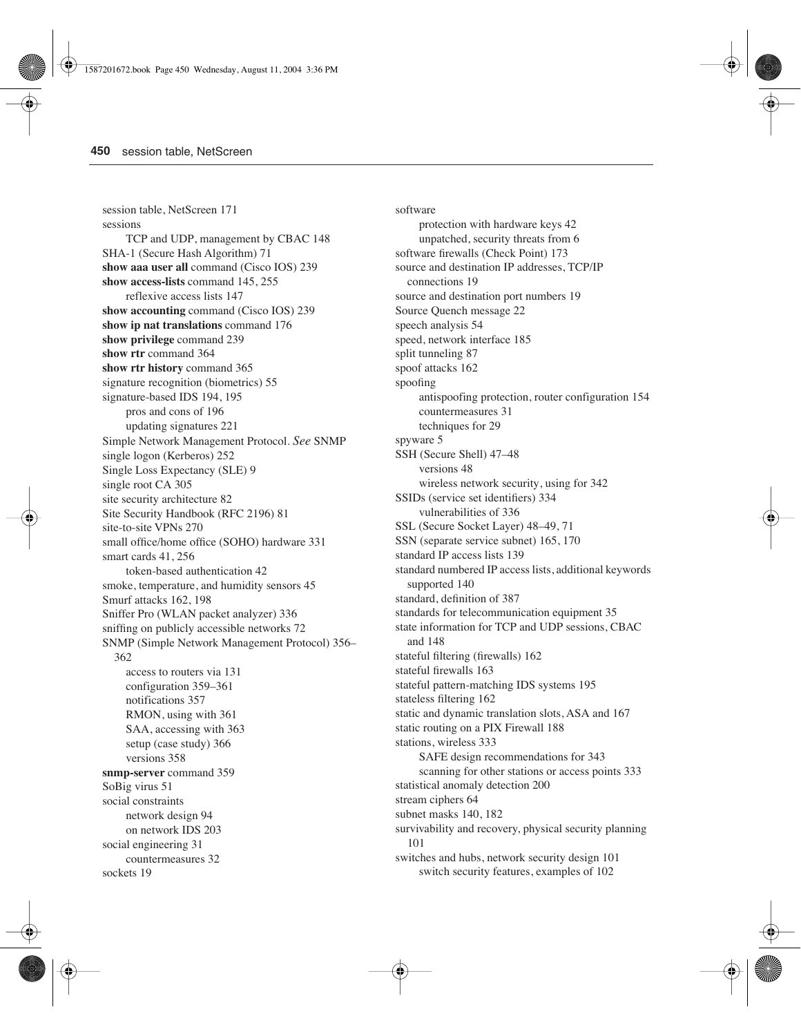session table, NetScreen 171
sessions
    TCP and UDP, management by CBAC 148
SHA-1 (Secure Hash Algorithm) 71
**show aaa user all** command (Cisco IOS) 239
**show access-lists** command 145, 255
    reflexive access lists 147
**show accounting** command (Cisco IOS) 239
**show ip nat translations** command 176
**show privilege** command 239
**show rtr** command 364
**show rtr history** command 365
signature recognition (biometrics) 55
signature-based IDS 194, 195
    pros and cons of 196
    updating signatures 221
Simple Network Management Protocol. *See* SNMP
single logon (Kerberos) 252
Single Loss Expectancy (SLE) 9
single root CA 305
site security architecture 82
Site Security Handbook (RFC 2196) 81
site-to-site VPNs 270
small office/home office (SOHO) hardware 331
smart cards 41, 256
    token-based authentication 42
smoke, temperature, and humidity sensors 45
Smurf attacks 162, 198
Sniffer Pro (WLAN packet analyzer) 336
sniffing on publicly accessible networks 72
SNMP (Simple Network Management Protocol) 356–362
    access to routers via 131
    configuration 359–361
    notifications 357
    RMON, using with 361
    SAA, accessing with 363
    setup (case study) 366
    versions 358
**snmp-server** command 359
SoBig virus 51
social constraints
    network design 94
    on network IDS 203
social engineering 31
    countermeasures 32
sockets 19
software
    protection with hardware keys 42
    unpatched, security threats from 6
software firewalls (Check Point) 173
source and destination IP addresses, TCP/IP connections 19
source and destination port numbers 19
Source Quench message 22
speech analysis 54
speed, network interface 185
split tunneling 87
spoof attacks 162
spoofing
    antispoofing protection, router configuration 154
    countermeasures 31
    techniques for 29
spyware 5
SSH (Secure Shell) 47–48
    versions 48
    wireless network security, using for 342
SSIDs (service set identifiers) 334
    vulnerabilities of 336
SSL (Secure Socket Layer) 48–49, 71
SSN (separate service subnet) 165, 170
standard IP access lists 139
standard numbered IP access lists, additional keywords supported 140
standard, definition of 387
standards for telecommunication equipment 35
state information for TCP and UDP sessions, CBAC and 148
stateful filtering (firewalls) 162
stateful firewalls 163
stateful pattern-matching IDS systems 195
stateless filtering 162
static and dynamic translation slots, ASA and 167
static routing on a PIX Firewall 188
stations, wireless 333
    SAFE design recommendations for 343
    scanning for other stations or access points 333
statistical anomaly detection 200
stream ciphers 64
subnet masks 140, 182
survivability and recovery, physical security planning 101
switches and hubs, network security design 101
    switch security features, examples of 102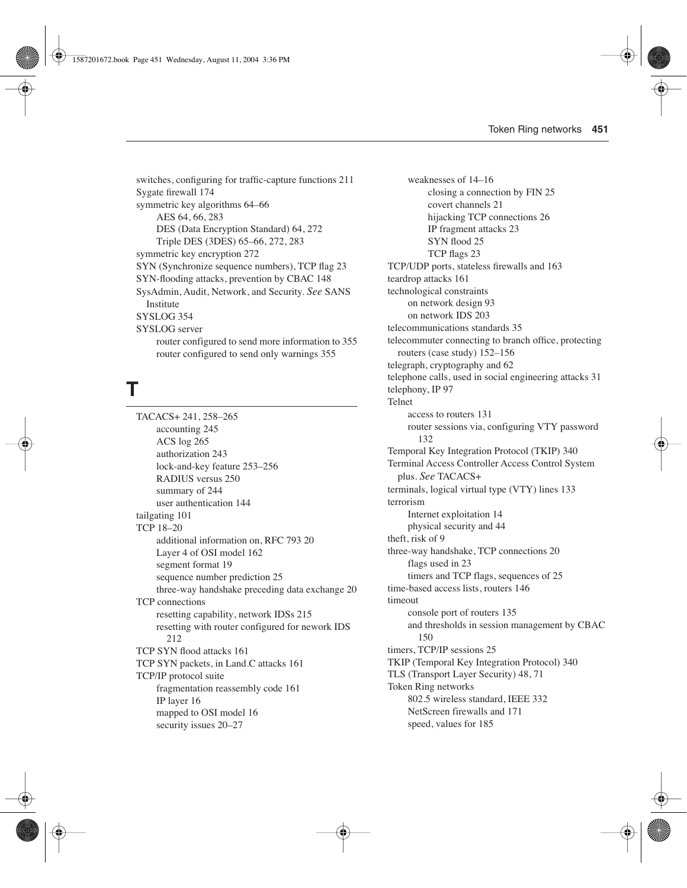switches, configuring for traffic-capture functions 211
Sygate firewall 174
symmetric key algorithms 64–66
    AES 64, 66, 283
    DES (Data Encryption Standard) 64, 272
    Triple DES (3DES) 65–66, 272, 283
symmetric key encryption 272
SYN (Synchronize sequence numbers), TCP flag 23
SYN-flooding attacks, prevention by CBAC 148
SysAdmin, Audit, Network, and Security. *See* SANS Institute
SYSLOG 354
SYSLOG server
    router configured to send more information to 355
    router configured to send only warnings 355

# T

TACACS+ 241, 258–265
    accounting 245
    ACS log 265
    authorization 243
    lock-and-key feature 253–256
    RADIUS versus 250
    summary of 244
    user authentication 144
tailgating 101
TCP 18–20
    additional information on, RFC 793 20
    Layer 4 of OSI model 162
    segment format 19
    sequence number prediction 25
    three-way handshake preceding data exchange 20
TCP connections
    resetting capability, network IDSs 215
    resetting with router configured for nework IDS 212
TCP SYN flood attacks 161
TCP SYN packets, in Land.C attacks 161
TCP/IP protocol suite
    fragmentation reassembly code 161
    IP layer 16
    mapped to OSI model 16
    security issues 20–27
    weaknesses of 14–16
        closing a connection by FIN 25
        covert channels 21
        hijacking TCP connections 26
        IP fragment attacks 23
        SYN flood 25
        TCP flags 23
TCP/UDP ports, stateless firewalls and 163
teardrop attacks 161
technological constraints
    on network design 93
    on network IDS 203
telecommunications standards 35
telecommuter connecting to branch office, protecting routers (case study) 152–156
telegraph, cryptography and 62
telephone calls, used in social engineering attacks 31
telephony, IP 97
Telnet
    access to routers 131
    router sessions via, configuring VTY password 132
Temporal Key Integration Protocol (TKIP) 340
Terminal Access Controller Access Control System plus. *See* TACACS+
terminals, logical virtual type (VTY) lines 133
terrorism
    Internet exploitation 14
    physical security and 44
theft, risk of 9
three-way handshake, TCP connections 20
    flags used in 23
    timers and TCP flags, sequences of 25
time-based access lists, routers 146
timeout
    console port of routers 135
    and thresholds in session management by CBAC 150
timers, TCP/IP sessions 25
TKIP (Temporal Key Integration Protocol) 340
TLS (Transport Layer Security) 48, 71
Token Ring networks
    802.5 wireless standard, IEEE 332
    NetScreen firewalls and 171
    speed, values for 185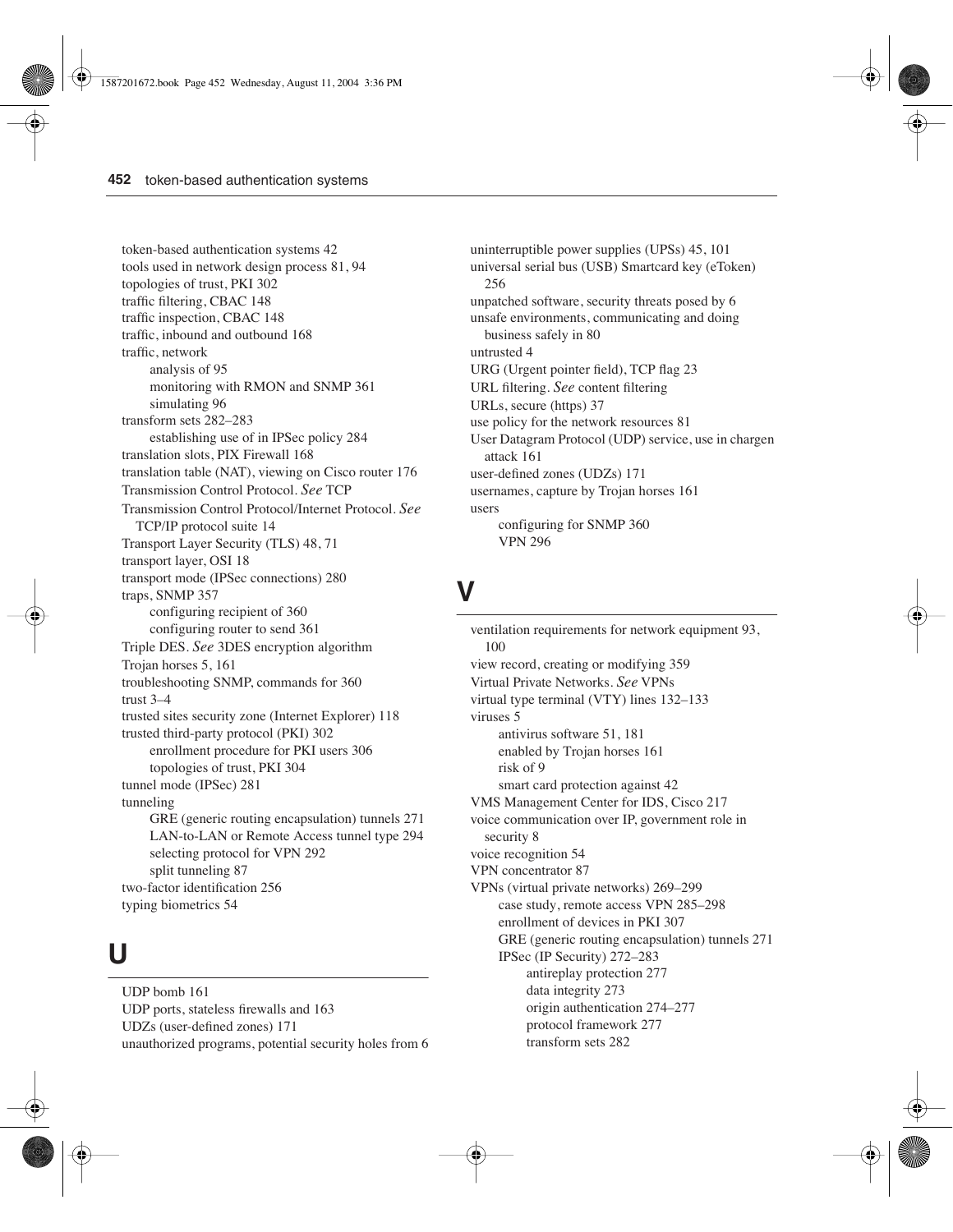token-based authentication systems 42
tools used in network design process 81, 94
topologies of trust, PKI 302
traffic filtering, CBAC 148
traffic inspection, CBAC 148
traffic, inbound and outbound 168
traffic, network
  analysis of 95
  monitoring with RMON and SNMP 361
  simulating 96
transform sets 282–283
  establishing use of in IPSec policy 284
translation slots, PIX Firewall 168
translation table (NAT), viewing on Cisco router 176
Transmission Control Protocol. *See* TCP
Transmission Control Protocol/Internet Protocol. *See* TCP/IP protocol suite 14
Transport Layer Security (TLS) 48, 71
transport layer, OSI 18
transport mode (IPSec connections) 280
traps, SNMP 357
  configuring recipient of 360
  configuring router to send 361
Triple DES. *See* 3DES encryption algorithm
Trojan horses 5, 161
troubleshooting SNMP, commands for 360
trust 3–4
trusted sites security zone (Internet Explorer) 118
trusted third-party protocol (PKI) 302
  enrollment procedure for PKI users 306
  topologies of trust, PKI 304
tunnel mode (IPSec) 281
tunneling
  GRE (generic routing encapsulation) tunnels 271
  LAN-to-LAN or Remote Access tunnel type 294
  selecting protocol for VPN 292
  split tunneling 87
two-factor identification 256
typing biometrics 54

## U

UDP bomb 161
UDP ports, stateless firewalls and 163
UDZs (user-defined zones) 171
unauthorized programs, potential security holes from 6
uninterruptible power supplies (UPSs) 45, 101
universal serial bus (USB) Smartcard key (eToken) 256
unpatched software, security threats posed by 6
unsafe environments, communicating and doing business safely in 80
untrusted 4
URG (Urgent pointer field), TCP flag 23
URL filtering. *See* content filtering
URLs, secure (https) 37
use policy for the network resources 81
User Datagram Protocol (UDP) service, use in chargen attack 161
user-defined zones (UDZs) 171
usernames, capture by Trojan horses 161
users
  configuring for SNMP 360
  VPN 296

## V

ventilation requirements for network equipment 93, 100
view record, creating or modifying 359
Virtual Private Networks. *See* VPNs
virtual type terminal (VTY) lines 132–133
viruses 5
  antivirus software 51, 181
  enabled by Trojan horses 161
  risk of 9
  smart card protection against 42
VMS Management Center for IDS, Cisco 217
voice communication over IP, government role in security 8
voice recognition 54
VPN concentrator 87
VPNs (virtual private networks) 269–299
  case study, remote access VPN 285–298
  enrollment of devices in PKI 307
  GRE (generic routing encapsulation) tunnels 271
  IPSec (IP Security) 272–283
    antireplay protection 277
    data integrity 273
    origin authentication 274–277
    protocol framework 277
    transform sets 282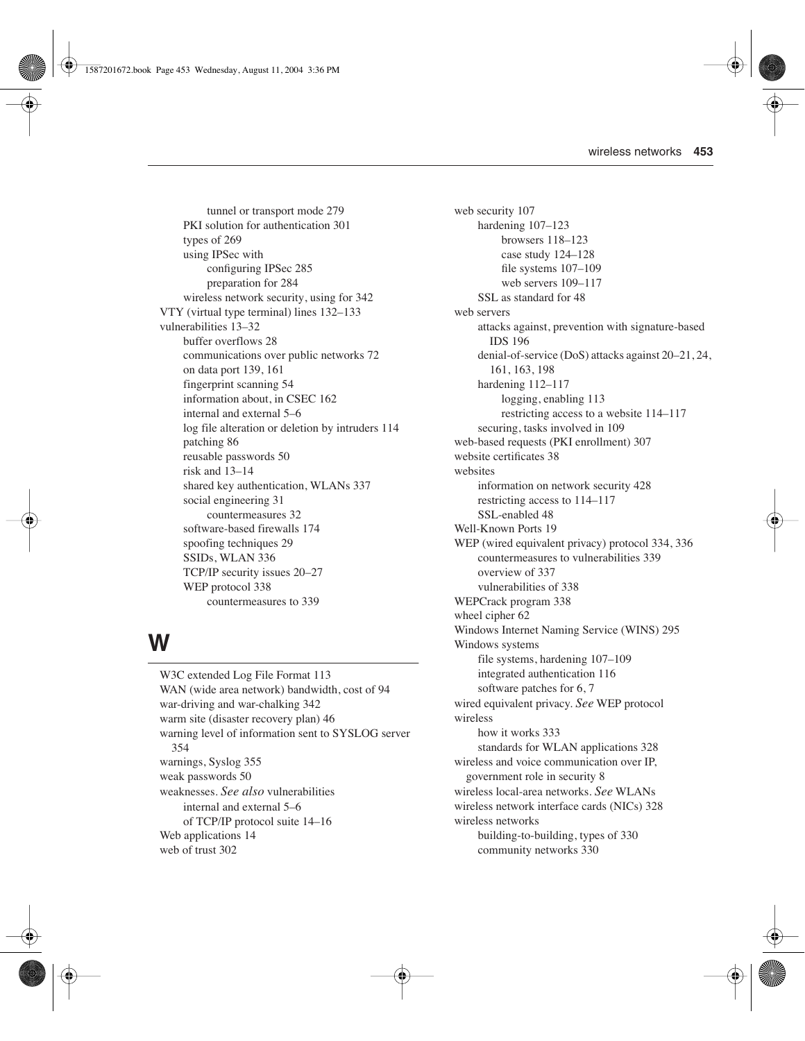tunnel or transport mode 279
PKI solution for authentication 301
types of 269
using IPSec with
configuring IPSec 285
preparation for 284
wireless network security, using for 342
VTY (virtual type terminal) lines 132–133
vulnerabilities 13–32
buffer overflows 28
communications over public networks 72
on data port 139, 161
fingerprint scanning 54
information about, in CSEC 162
internal and external 5–6
log file alteration or deletion by intruders 114
patching 86
reusable passwords 50
risk and 13–14
shared key authentication, WLANs 337
social engineering 31
countermeasures 32
software-based firewalls 174
spoofing techniques 29
SSIDs, WLAN 336
TCP/IP security issues 20–27
WEP protocol 338
countermeasures to 339

# W

W3C extended Log File Format 113
WAN (wide area network) bandwidth, cost of 94
war-driving and war-chalking 342
warm site (disaster recovery plan) 46
warning level of information sent to SYSLOG server 354
warnings, Syslog 355
weak passwords 50
weaknesses. *See also* vulnerabilities
internal and external 5–6
of TCP/IP protocol suite 14–16
Web applications 14
web of trust 302
web security 107
hardening 107–123
browsers 118–123
case study 124–128
file systems 107–109
web servers 109–117
SSL as standard for 48
web servers
attacks against, prevention with signature-based IDS 196
denial-of-service (DoS) attacks against 20–21, 24, 161, 163, 198
hardening 112–117
logging, enabling 113
restricting access to a website 114–117
securing, tasks involved in 109
web-based requests (PKI enrollment) 307
website certificates 38
websites
information on network security 428
restricting access to 114–117
SSL-enabled 48
Well-Known Ports 19
WEP (wired equivalent privacy) protocol 334, 336
countermeasures to vulnerabilities 339
overview of 337
vulnerabilities of 338
WEPCrack program 338
wheel cipher 62
Windows Internet Naming Service (WINS) 295
Windows systems
file systems, hardening 107–109
integrated authentication 116
software patches for 6, 7
wired equivalent privacy. *See* WEP protocol
wireless
how it works 333
standards for WLAN applications 328
wireless and voice communication over IP, government role in security 8
wireless local-area networks. *See* WLANs
wireless network interface cards (NICs) 328
wireless networks
building-to-building, types of 330
community networks 330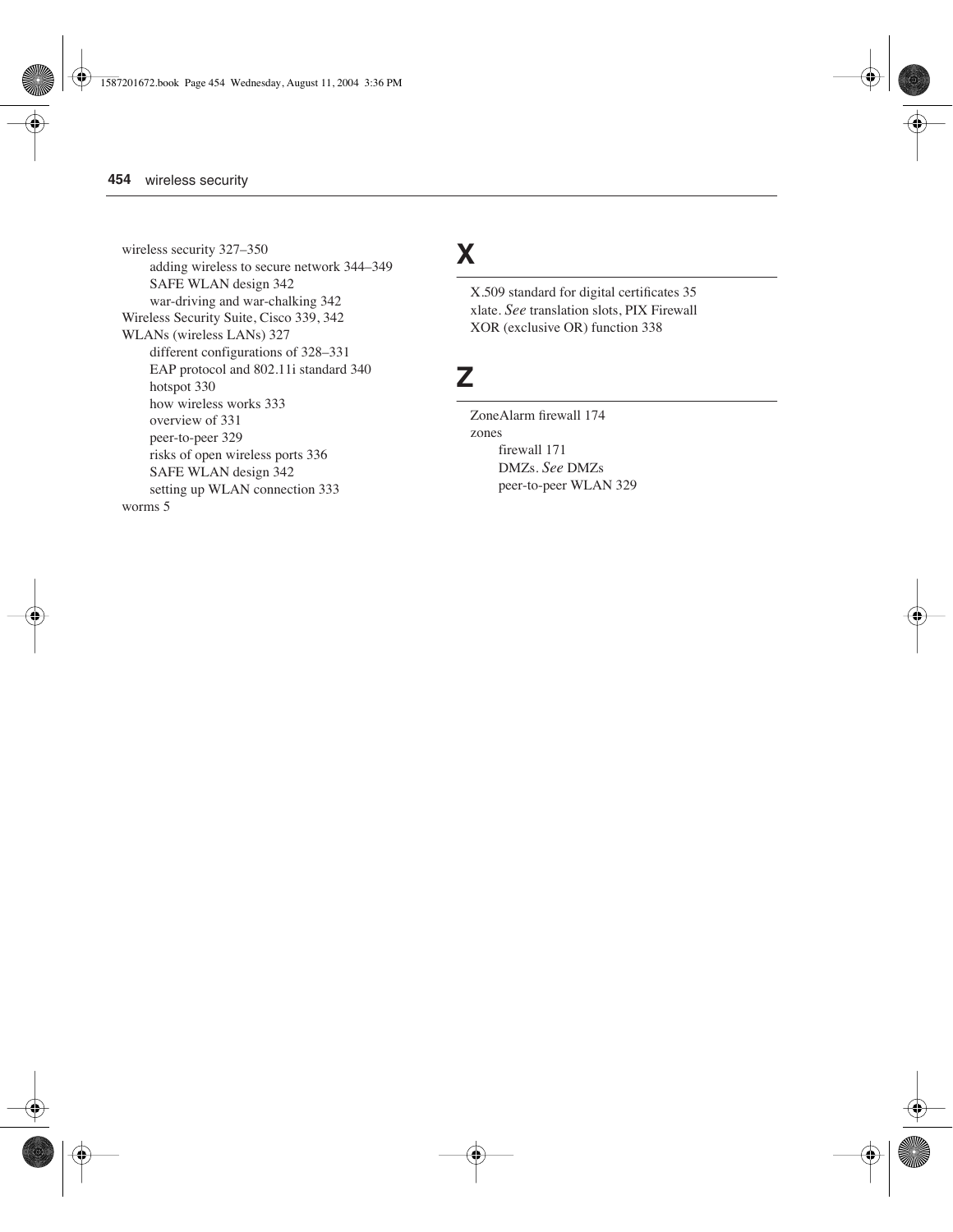wireless security 327–350
  adding wireless to secure network 344–349
  SAFE WLAN design 342
  war-driving and war-chalking 342
Wireless Security Suite, Cisco 339, 342
WLANs (wireless LANs) 327
  different configurations of 328–331
  EAP protocol and 802.11i standard 340
  hotspot 330
  how wireless works 333
  overview of 331
  peer-to-peer 329
  risks of open wireless ports 336
  SAFE WLAN design 342
  setting up WLAN connection 333
worms 5

## X

X.509 standard for digital certificates 35
xlate. *See* translation slots, PIX Firewall
XOR (exclusive OR) function 338

## Z

ZoneAlarm firewall 174
zones
  firewall 171
  DMZs. *See* DMZs
  peer-to-peer WLAN 329